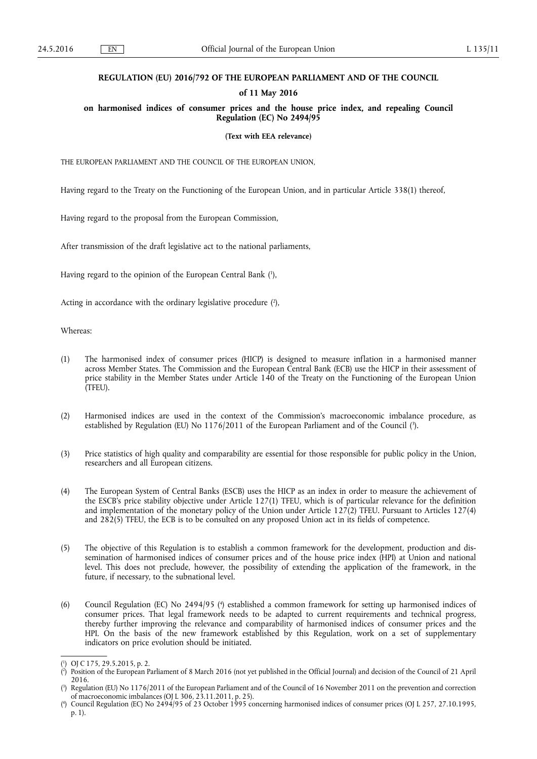# REGULATION (EU) 2016/792 OF THE EUROPEAN PARLIAMENT AND OF THE COUNCIL

## of 11 May 2016

## on harmonised indices of consumer prices and the house price index, and repealing Council Regulation (EC) No 2494/95

**(Text with EEA relevance)**

THE EUROPEAN PARLIAMENT AND THE COUNCIL OF THE EUROPEAN UNION,

Having regard to the Treaty on the Functioning of the European Union, and in particular Article 338(1) thereof,

Having regard to the proposal from the European Commission,

After transmission of the draft legislative act to the national parliaments,

Having regard to the opinion of the European Central Bank [1],

Acting in accordance with the ordinary legislative procedure [2],

Whereas:

(1) The harmonised index of consumer prices (HICP) is designed to measure inflation in a harmonised manner across Member States. The Commission and the European Central Bank (ECB) use the HICP in their assessment of price stability in the Member States under Article 140 of the Treaty on the Functioning of the European Union (TFEU).

(2) Harmonised indices are used in the context of the Commission's macroeconomic imbalance procedure, as established by Regulation (EU) No 1176/2011 of the European Parliament and of the Council [3].

(3) Price statistics of high quality and comparability are essential for those responsible for public policy in the Union, researchers and all European citizens.

(4) The European System of Central Banks (ESCB) uses the HICP as an index in order to measure the achievement of the ESCB's price stability objective under Article 127(1) TFEU, which is of particular relevance for the definition and implementation of the monetary policy of the Union under Article 127(2) TFEU. Pursuant to Articles 127(4) and 282(5) TFEU, the ECB is to be consulted on any proposed Union act in its fields of competence.

(5) The objective of this Regulation is to establish a common framework for the development, production and dissemination of harmonised indices of consumer prices and of the house price index (HPI) at Union and national level. This does not preclude, however, the possibility of extending the application of the framework, in the future, if necessary, to the subnational level.

(6) Council Regulation (EC) No 2494/95 [4] established a common framework for setting up harmonised indices of consumer prices. That legal framework needs to be adapted to current requirements and technical progress, thereby further improving the relevance and comparability of harmonised indices of consumer prices and the HPI. On the basis of the new framework established by this Regulation, work on a set of supplementary indicators on price evolution should be initiated.

---

[1] OJ C 175, 29.5.2015, p. 2.

[2] Position of the European Parliament of 8 March 2016 (not yet published in the Official Journal) and decision of the Council of 21 April 2016.

[3] Regulation (EU) No 1176/2011 of the European Parliament and of the Council of 16 November 2011 on the prevention and correction of macroeconomic imbalances (OJ L 306, 23.11.2011, p. 25).

[4] Council Regulation (EC) No 2494/95 of 23 October 1995 concerning harmonised indices of consumer prices (OJ L 257, 27.10.1995, p. 1).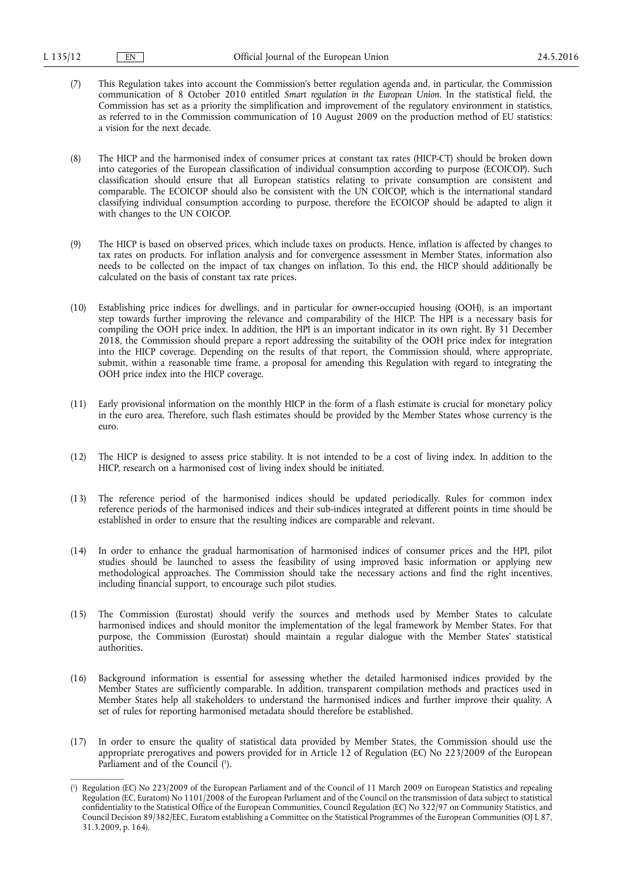(7) This Regulation takes into account the Commission's better regulation agenda and, in particular, the Commission communication of 8 October 2010 entitled *Smart regulation in the European Union*. In the statistical field, the Commission has set as a priority the simplification and improvement of the regulatory environment in statistics, as referred to in the Commission communication of 10 August 2009 on the production method of EU statistics: a vision for the next decade.

(8) The HICP and the harmonised index of consumer prices at constant tax rates (HICP-CT) should be broken down into categories of the European classification of individual consumption according to purpose (ECOICOP). Such classification should ensure that all European statistics relating to private consumption are consistent and comparable. The ECOICOP should also be consistent with the UN COICOP, which is the international standard classifying individual consumption according to purpose, therefore the ECOICOP should be adapted to align it with changes to the UN COICOP.

(9) The HICP is based on observed prices, which include taxes on products. Hence, inflation is affected by changes to tax rates on products. For inflation analysis and for convergence assessment in Member States, information also needs to be collected on the impact of tax changes on inflation. To this end, the HICP should additionally be calculated on the basis of constant tax rate prices.

(10) Establishing price indices for dwellings, and in particular for owner-occupied housing (OOH), is an important step towards further improving the relevance and comparability of the HICP. The HPI is a necessary basis for compiling the OOH price index. In addition, the HPI is an important indicator in its own right. By 31 December 2018, the Commission should prepare a report addressing the suitability of the OOH price index for integration into the HICP coverage. Depending on the results of that report, the Commission should, where appropriate, submit, within a reasonable time frame, a proposal for amending this Regulation with regard to integrating the OOH price index into the HICP coverage.

(11) Early provisional information on the monthly HICP in the form of a flash estimate is crucial for monetary policy in the euro area. Therefore, such flash estimates should be provided by the Member States whose currency is the euro.

(12) The HICP is designed to assess price stability. It is not intended to be a cost of living index. In addition to the HICP, research on a harmonised cost of living index should be initiated.

(13) The reference period of the harmonised indices should be updated periodically. Rules for common index reference periods of the harmonised indices and their sub-indices integrated at different points in time should be established in order to ensure that the resulting indices are comparable and relevant.

(14) In order to enhance the gradual harmonisation of harmonised indices of consumer prices and the HPI, pilot studies should be launched to assess the feasibility of using improved basic information or applying new methodological approaches. The Commission should take the necessary actions and find the right incentives, including financial support, to encourage such pilot studies.

(15) The Commission (Eurostat) should verify the sources and methods used by Member States to calculate harmonised indices and should monitor the implementation of the legal framework by Member States. For that purpose, the Commission (Eurostat) should maintain a regular dialogue with the Member States' statistical authorities.

(16) Background information is essential for assessing whether the detailed harmonised indices provided by the Member States are sufficiently comparable. In addition, transparent compilation methods and practices used in Member States help all stakeholders to understand the harmonised indices and further improve their quality. A set of rules for reporting harmonised metadata should therefore be established.

(17) In order to ensure the quality of statistical data provided by Member States, the Commission should use the appropriate prerogatives and powers provided for in Article 12 of Regulation (EC) No 223/2009 of the European Parliament and of the Council [1].

[1] Regulation (EC) No 223/2009 of the European Parliament and of the Council of 11 March 2009 on European Statistics and repealing Regulation (EC, Euratom) No 1101/2008 of the European Parliament and of the Council on the transmission of data subject to statistical confidentiality to the Statistical Office of the European Communities, Council Regulation (EC) No 322/97 on Community Statistics, and Council Decision 89/382/EEC, Euratom establishing a Committee on the Statistical Programmes of the European Communities (OJ L 87, 31.3.2009, p. 164).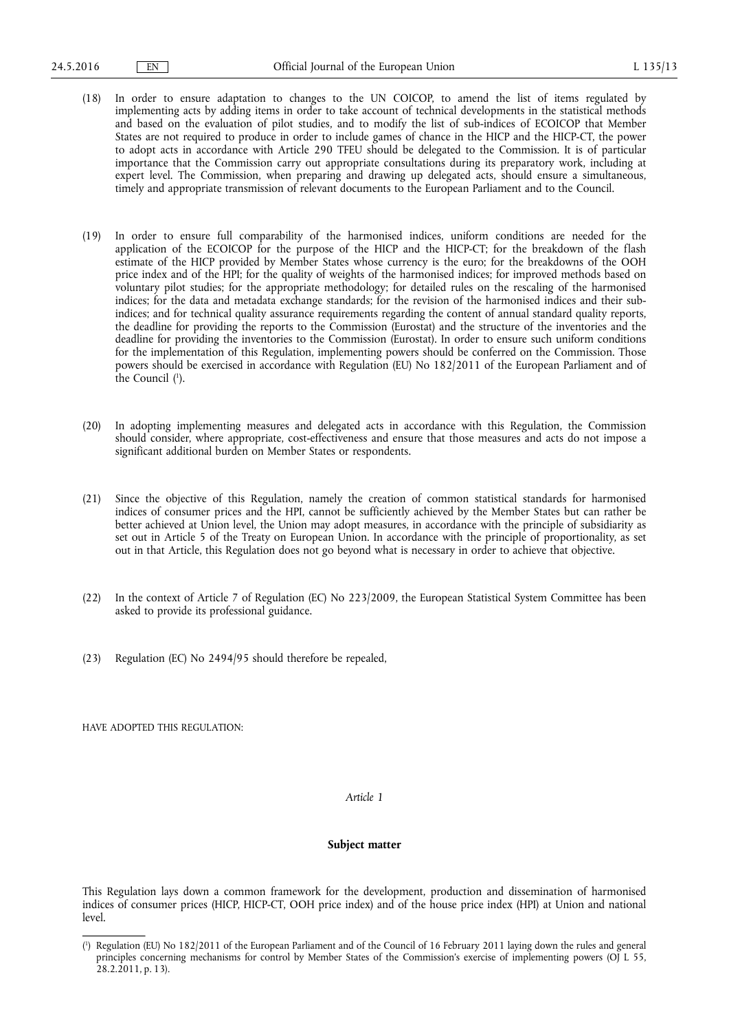(18) In order to ensure adaptation to changes to the UN COICOP, to amend the list of items regulated by implementing acts by adding items in order to take account of technical developments in the statistical methods and based on the evaluation of pilot studies, and to modify the list of sub-indices of ECOICOP that Member States are not required to produce in order to include games of chance in the HICP and the HICP-CT, the power to adopt acts in accordance with Article 290 TFEU should be delegated to the Commission. It is of particular importance that the Commission carry out appropriate consultations during its preparatory work, including at expert level. The Commission, when preparing and drawing up delegated acts, should ensure a simultaneous, timely and appropriate transmission of relevant documents to the European Parliament and to the Council.

(19) In order to ensure full comparability of the harmonised indices, uniform conditions are needed for the application of the ECOICOP for the purpose of the HICP and the HICP-CT; for the breakdown of the flash estimate of the HICP provided by Member States whose currency is the euro; for the breakdowns of the OOH price index and of the HPI; for the quality of weights of the harmonised indices; for improved methods based on voluntary pilot studies; for the appropriate methodology; for detailed rules on the rescaling of the harmonised indices; for the data and metadata exchange standards; for the revision of the harmonised indices and their sub-indices; and for technical quality assurance requirements regarding the content of annual standard quality reports, the deadline for providing the reports to the Commission (Eurostat) and the structure of the inventories and the deadline for providing the inventories to the Commission (Eurostat). In order to ensure such uniform conditions for the implementation of this Regulation, implementing powers should be conferred on the Commission. Those powers should be exercised in accordance with Regulation (EU) No 182/2011 of the European Parliament and of the Council [1].

(20) In adopting implementing measures and delegated acts in accordance with this Regulation, the Commission should consider, where appropriate, cost-effectiveness and ensure that those measures and acts do not impose a significant additional burden on Member States or respondents.

(21) Since the objective of this Regulation, namely the creation of common statistical standards for harmonised indices of consumer prices and the HPI, cannot be sufficiently achieved by the Member States but can rather be better achieved at Union level, the Union may adopt measures, in accordance with the principle of subsidiarity as set out in Article 5 of the Treaty on European Union. In accordance with the principle of proportionality, as set out in that Article, this Regulation does not go beyond what is necessary in order to achieve that objective.

(22) In the context of Article 7 of Regulation (EC) No 223/2009, the European Statistical System Committee has been asked to provide its professional guidance.

(23) Regulation (EC) No 2494/95 should therefore be repealed,

HAVE ADOPTED THIS REGULATION:

*Article 1*

**Subject matter**

This Regulation lays down a common framework for the development, production and dissemination of harmonised indices of consumer prices (HICP, HICP-CT, OOH price index) and of the house price index (HPI) at Union and national level.

---

[1] Regulation (EU) No 182/2011 of the European Parliament and of the Council of 16 February 2011 laying down the rules and general principles concerning mechanisms for control by Member States of the Commission's exercise of implementing powers (OJ L 55, 28.2.2011, p. 13).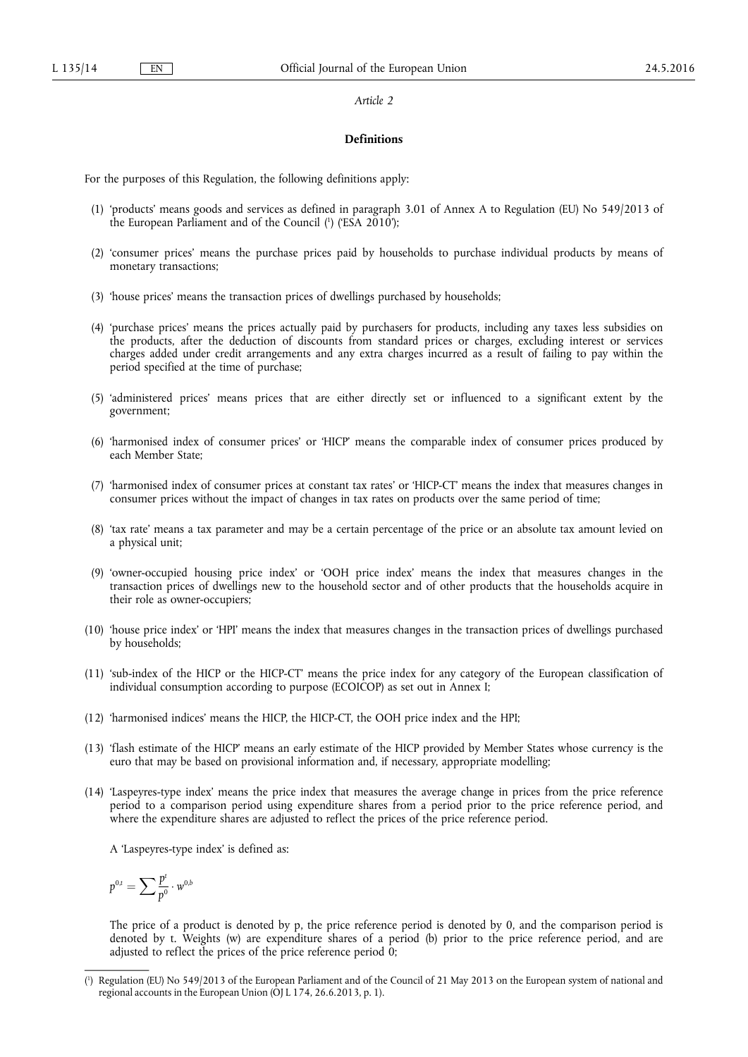*Article 2*

**Definitions**

For the purposes of this Regulation, the following definitions apply:

(1) 'products' means goods and services as defined in paragraph 3.01 of Annex A to Regulation (EU) No 549/2013 of the European Parliament and of the Council [1] ('ESA 2010');

(2) 'consumer prices' means the purchase prices paid by households to purchase individual products by means of monetary transactions;

(3) 'house prices' means the transaction prices of dwellings purchased by households;

(4) 'purchase prices' means the prices actually paid by purchasers for products, including any taxes less subsidies on the products, after the deduction of discounts from standard prices or charges, excluding interest or services charges added under credit arrangements and any extra charges incurred as a result of failing to pay within the period specified at the time of purchase;

(5) 'administered prices' means prices that are either directly set or influenced to a significant extent by the government;

(6) 'harmonised index of consumer prices' or 'HICP' means the comparable index of consumer prices produced by each Member State;

(7) 'harmonised index of consumer prices at constant tax rates' or 'HICP-CT' means the index that measures changes in consumer prices without the impact of changes in tax rates on products over the same period of time;

(8) 'tax rate' means a tax parameter and may be a certain percentage of the price or an absolute tax amount levied on a physical unit;

(9) 'owner-occupied housing price index' or 'OOH price index' means the index that measures changes in the transaction prices of dwellings new to the household sector and of other products that the households acquire in their role as owner-occupiers;

(10) 'house price index' or 'HPI' means the index that measures changes in the transaction prices of dwellings purchased by households;

(11) 'sub-index of the HICP or the HICP-CT' means the price index for any category of the European classification of individual consumption according to purpose (ECOICOP) as set out in Annex I;

(12) 'harmonised indices' means the HICP, the HICP-CT, the OOH price index and the HPI;

(13) 'flash estimate of the HICP' means an early estimate of the HICP provided by Member States whose currency is the euro that may be based on provisional information and, if necessary, appropriate modelling;

(14) 'Laspeyres-type index' means the price index that measures the average change in prices from the price reference period to a comparison period using expenditure shares from a period prior to the price reference period, and where the expenditure shares are adjusted to reflect the prices of the price reference period.

A 'Laspeyres-type index' is defined as:

$$p^{0,t} = \sum \frac{p^t}{p^0} \cdot w^{0,b}$$

The price of a product is denoted by p, the price reference period is denoted by 0, and the comparison period is denoted by t. Weights (w) are expenditure shares of a period (b) prior to the price reference period, and are adjusted to reflect the prices of the price reference period 0;

---

[1] Regulation (EU) No 549/2013 of the European Parliament and of the Council of 21 May 2013 on the European system of national and regional accounts in the European Union (OJ L 174, 26.6.2013, p. 1).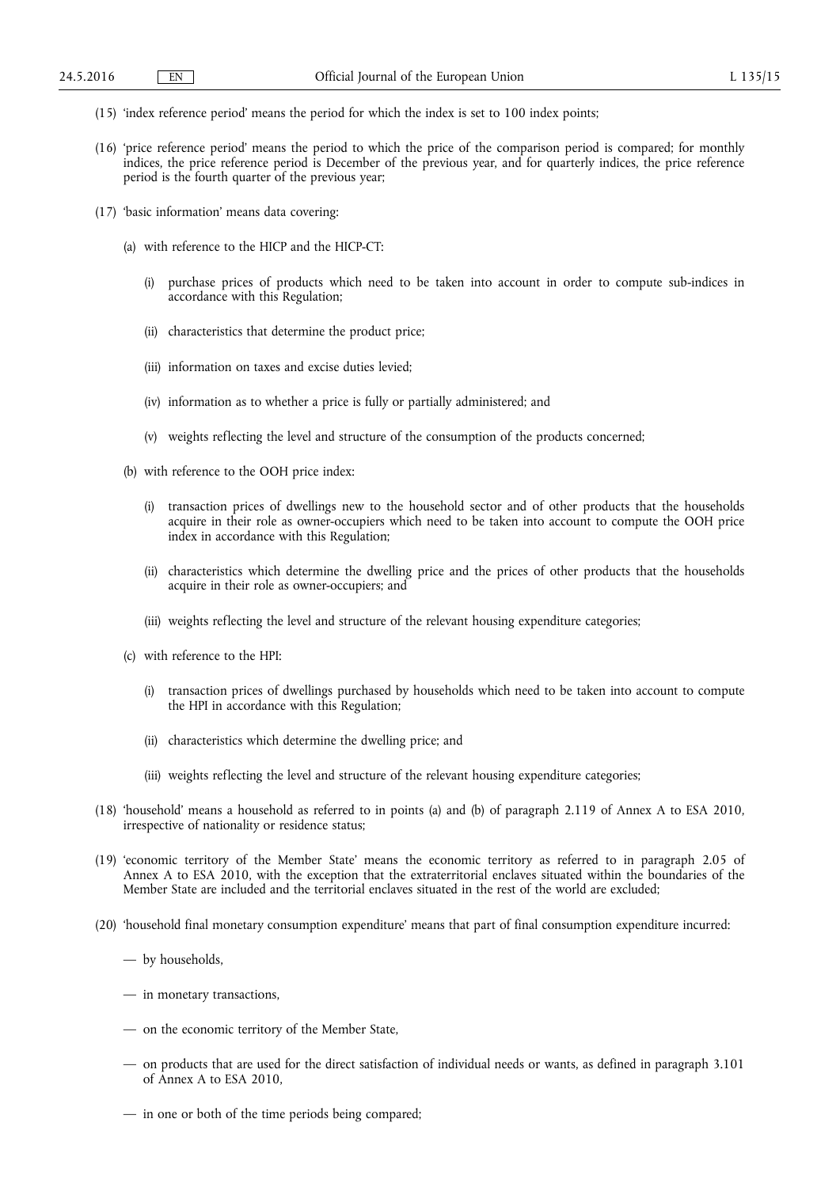(15) 'index reference period' means the period for which the index is set to 100 index points;

(16) 'price reference period' means the period to which the price of the comparison period is compared; for monthly indices, the price reference period is December of the previous year, and for quarterly indices, the price reference period is the fourth quarter of the previous year;

(17) 'basic information' means data covering:

(a) with reference to the HICP and the HICP-CT:

(i) purchase prices of products which need to be taken into account in order to compute sub-indices in accordance with this Regulation;

(ii) characteristics that determine the product price;

(iii) information on taxes and excise duties levied;

(iv) information as to whether a price is fully or partially administered; and

(v) weights reflecting the level and structure of the consumption of the products concerned;

(b) with reference to the OOH price index:

(i) transaction prices of dwellings new to the household sector and of other products that the households acquire in their role as owner-occupiers which need to be taken into account to compute the OOH price index in accordance with this Regulation;

(ii) characteristics which determine the dwelling price and the prices of other products that the households acquire in their role as owner-occupiers; and

(iii) weights reflecting the level and structure of the relevant housing expenditure categories;

(c) with reference to the HPI:

(i) transaction prices of dwellings purchased by households which need to be taken into account to compute the HPI in accordance with this Regulation;

(ii) characteristics which determine the dwelling price; and

(iii) weights reflecting the level and structure of the relevant housing expenditure categories;

(18) 'household' means a household as referred to in points (a) and (b) of paragraph 2.119 of Annex A to ESA 2010, irrespective of nationality or residence status;

(19) 'economic territory of the Member State' means the economic territory as referred to in paragraph 2.05 of Annex A to ESA 2010, with the exception that the extraterritorial enclaves situated within the boundaries of the Member State are included and the territorial enclaves situated in the rest of the world are excluded;

(20) 'household final monetary consumption expenditure' means that part of final consumption expenditure incurred:

— by households,

— in monetary transactions,

— on the economic territory of the Member State,

— on products that are used for the direct satisfaction of individual needs or wants, as defined in paragraph 3.101 of Annex A to ESA 2010,

— in one or both of the time periods being compared;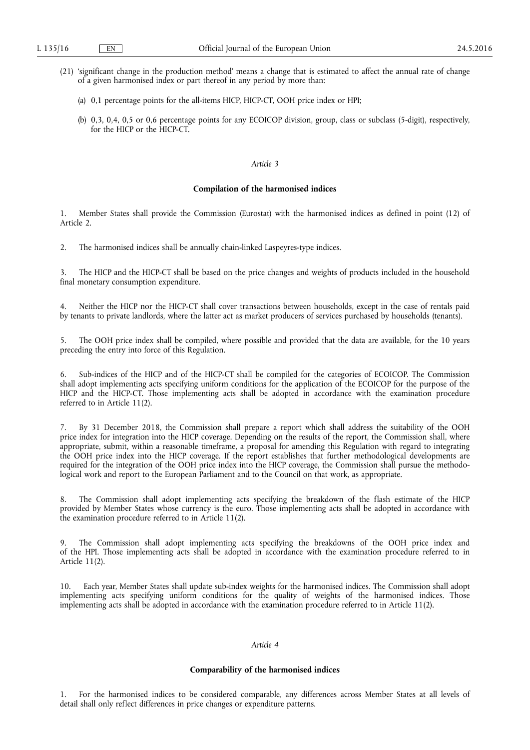(21) 'significant change in the production method' means a change that is estimated to affect the annual rate of change of a given harmonised index or part thereof in any period by more than:

(a) 0,1 percentage points for the all-items HICP, HICP-CT, OOH price index or HPI;

(b) 0,3, 0,4, 0,5 or 0,6 percentage points for any ECOICOP division, group, class or subclass (5-digit), respectively, for the HICP or the HICP-CT.

*Article 3*

**Compilation of the harmonised indices**

1. Member States shall provide the Commission (Eurostat) with the harmonised indices as defined in point (12) of Article 2.

2. The harmonised indices shall be annually chain-linked Laspeyres-type indices.

3. The HICP and the HICP-CT shall be based on the price changes and weights of products included in the household final monetary consumption expenditure.

4. Neither the HICP nor the HICP-CT shall cover transactions between households, except in the case of rentals paid by tenants to private landlords, where the latter act as market producers of services purchased by households (tenants).

5. The OOH price index shall be compiled, where possible and provided that the data are available, for the 10 years preceding the entry into force of this Regulation.

6. Sub-indices of the HICP and of the HICP-CT shall be compiled for the categories of ECOICOP. The Commission shall adopt implementing acts specifying uniform conditions for the application of the ECOICOP for the purpose of the HICP and the HICP-CT. Those implementing acts shall be adopted in accordance with the examination procedure referred to in Article 11(2).

7. By 31 December 2018, the Commission shall prepare a report which shall address the suitability of the OOH price index for integration into the HICP coverage. Depending on the results of the report, the Commission shall, where appropriate, submit, within a reasonable timeframe, a proposal for amending this Regulation with regard to integrating the OOH price index into the HICP coverage. If the report establishes that further methodological developments are required for the integration of the OOH price index into the HICP coverage, the Commission shall pursue the methodological work and report to the European Parliament and to the Council on that work, as appropriate.

8. The Commission shall adopt implementing acts specifying the breakdown of the flash estimate of the HICP provided by Member States whose currency is the euro. Those implementing acts shall be adopted in accordance with the examination procedure referred to in Article 11(2).

9. The Commission shall adopt implementing acts specifying the breakdowns of the OOH price index and of the HPI. Those implementing acts shall be adopted in accordance with the examination procedure referred to in Article 11(2).

10. Each year, Member States shall update sub-index weights for the harmonised indices. The Commission shall adopt implementing acts specifying uniform conditions for the quality of weights of the harmonised indices. Those implementing acts shall be adopted in accordance with the examination procedure referred to in Article 11(2).

*Article 4*

**Comparability of the harmonised indices**

1. For the harmonised indices to be considered comparable, any differences across Member States at all levels of detail shall only reflect differences in price changes or expenditure patterns.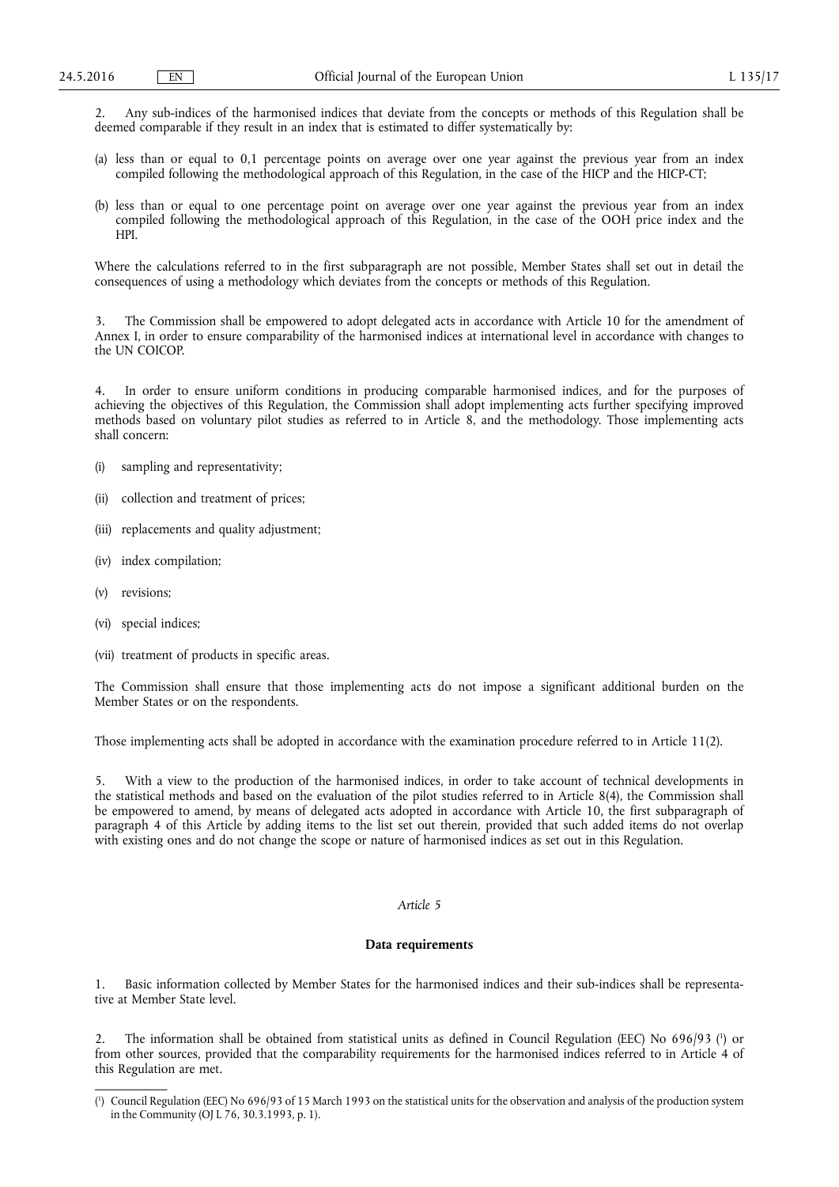2. Any sub-indices of the harmonised indices that deviate from the concepts or methods of this Regulation shall be deemed comparable if they result in an index that is estimated to differ systematically by:

(a) less than or equal to 0,1 percentage points on average over one year against the previous year from an index compiled following the methodological approach of this Regulation, in the case of the HICP and the HICP-CT;

(b) less than or equal to one percentage point on average over one year against the previous year from an index compiled following the methodological approach of this Regulation, in the case of the OOH price index and the HPI.

Where the calculations referred to in the first subparagraph are not possible, Member States shall set out in detail the consequences of using a methodology which deviates from the concepts or methods of this Regulation.

3. The Commission shall be empowered to adopt delegated acts in accordance with Article 10 for the amendment of Annex I, in order to ensure comparability of the harmonised indices at international level in accordance with changes to the UN COICOP.

4. In order to ensure uniform conditions in producing comparable harmonised indices, and for the purposes of achieving the objectives of this Regulation, the Commission shall adopt implementing acts further specifying improved methods based on voluntary pilot studies as referred to in Article 8, and the methodology. Those implementing acts shall concern:

(i) sampling and representativity;

(ii) collection and treatment of prices;

(iii) replacements and quality adjustment;

(iv) index compilation;

(v) revisions;

(vi) special indices;

(vii) treatment of products in specific areas.

The Commission shall ensure that those implementing acts do not impose a significant additional burden on the Member States or on the respondents.

Those implementing acts shall be adopted in accordance with the examination procedure referred to in Article 11(2).

5. With a view to the production of the harmonised indices, in order to take account of technical developments in the statistical methods and based on the evaluation of the pilot studies referred to in Article 8(4), the Commission shall be empowered to amend, by means of delegated acts adopted in accordance with Article 10, the first subparagraph of paragraph 4 of this Article by adding items to the list set out therein, provided that such added items do not overlap with existing ones and do not change the scope or nature of harmonised indices as set out in this Regulation.

*Article 5*

**Data requirements**

1. Basic information collected by Member States for the harmonised indices and their sub-indices shall be representative at Member State level.

2. The information shall be obtained from statistical units as defined in Council Regulation (EEC) No 696/93 [1] or from other sources, provided that the comparability requirements for the harmonised indices referred to in Article 4 of this Regulation are met.

---

[1] Council Regulation (EEC) No 696/93 of 15 March 1993 on the statistical units for the observation and analysis of the production system in the Community (OJ L 76, 30.3.1993, p. 1).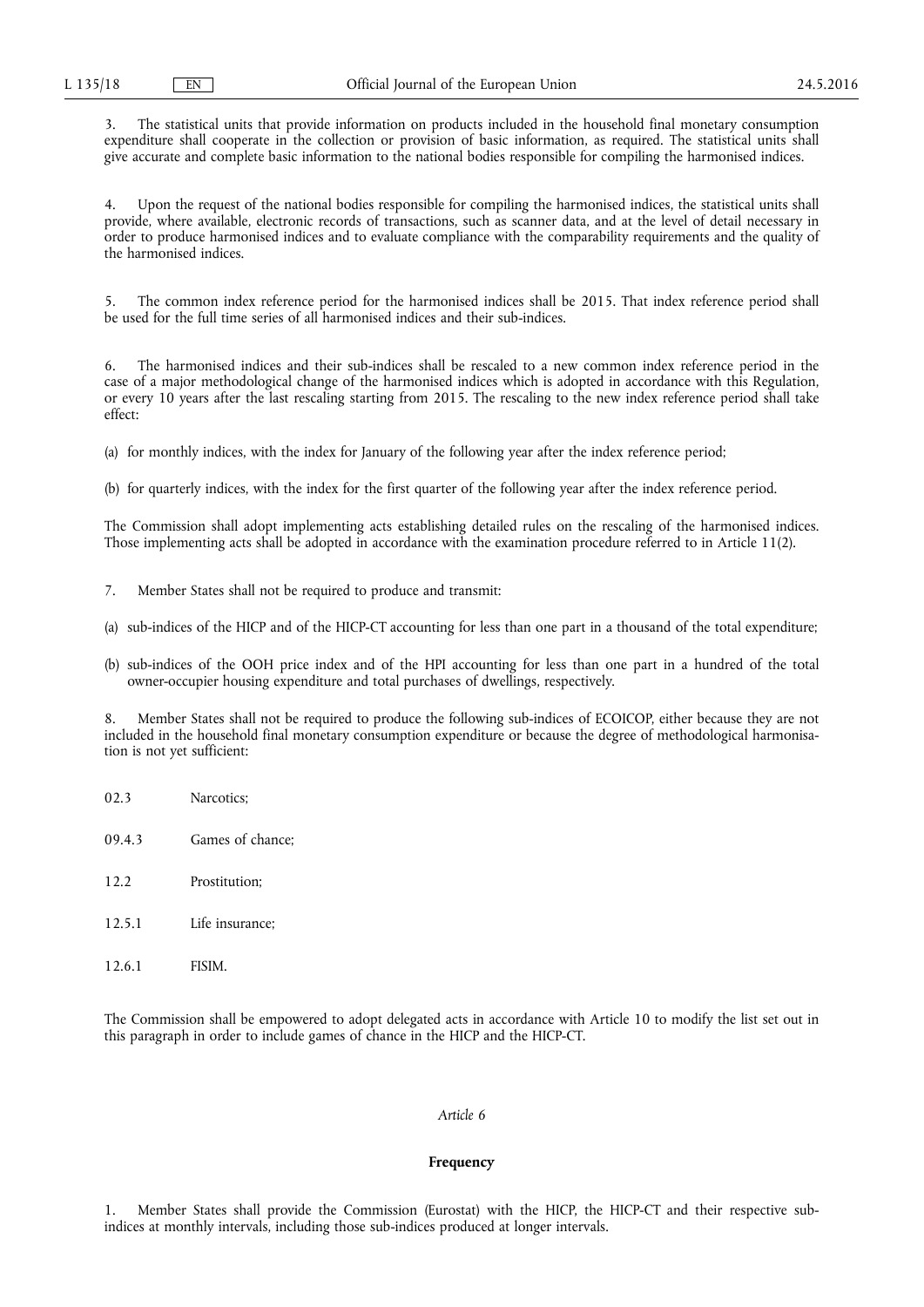3. The statistical units that provide information on products included in the household final monetary consumption expenditure shall cooperate in the collection or provision of basic information, as required. The statistical units shall give accurate and complete basic information to the national bodies responsible for compiling the harmonised indices.

4. Upon the request of the national bodies responsible for compiling the harmonised indices, the statistical units shall provide, where available, electronic records of transactions, such as scanner data, and at the level of detail necessary in order to produce harmonised indices and to evaluate compliance with the comparability requirements and the quality of the harmonised indices.

5. The common index reference period for the harmonised indices shall be 2015. That index reference period shall be used for the full time series of all harmonised indices and their sub-indices.

6. The harmonised indices and their sub-indices shall be rescaled to a new common index reference period in the case of a major methodological change of the harmonised indices which is adopted in accordance with this Regulation, or every 10 years after the last rescaling starting from 2015. The rescaling to the new index reference period shall take effect:

(a) for monthly indices, with the index for January of the following year after the index reference period;

(b) for quarterly indices, with the index for the first quarter of the following year after the index reference period.

The Commission shall adopt implementing acts establishing detailed rules on the rescaling of the harmonised indices. Those implementing acts shall be adopted in accordance with the examination procedure referred to in Article 11(2).

7. Member States shall not be required to produce and transmit:

(a) sub-indices of the HICP and of the HICP-CT accounting for less than one part in a thousand of the total expenditure;

(b) sub-indices of the OOH price index and of the HPI accounting for less than one part in a hundred of the total owner-occupier housing expenditure and total purchases of dwellings, respectively.

8. Member States shall not be required to produce the following sub-indices of ECOICOP, either because they are not included in the household final monetary consumption expenditure or because the degree of methodological harmonisation is not yet sufficient:

| | |
|---|---|
| 02.3 | Narcotics; |
| 09.4.3 | Games of chance; |
| 12.2 | Prostitution; |
| 12.5.1 | Life insurance; |
| 12.6.1 | FISIM. |

The Commission shall be empowered to adopt delegated acts in accordance with Article 10 to modify the list set out in this paragraph in order to include games of chance in the HICP and the HICP-CT.

*Article 6*

**Frequency**

1. Member States shall provide the Commission (Eurostat) with the HICP, the HICP-CT and their respective sub-indices at monthly intervals, including those sub-indices produced at longer intervals.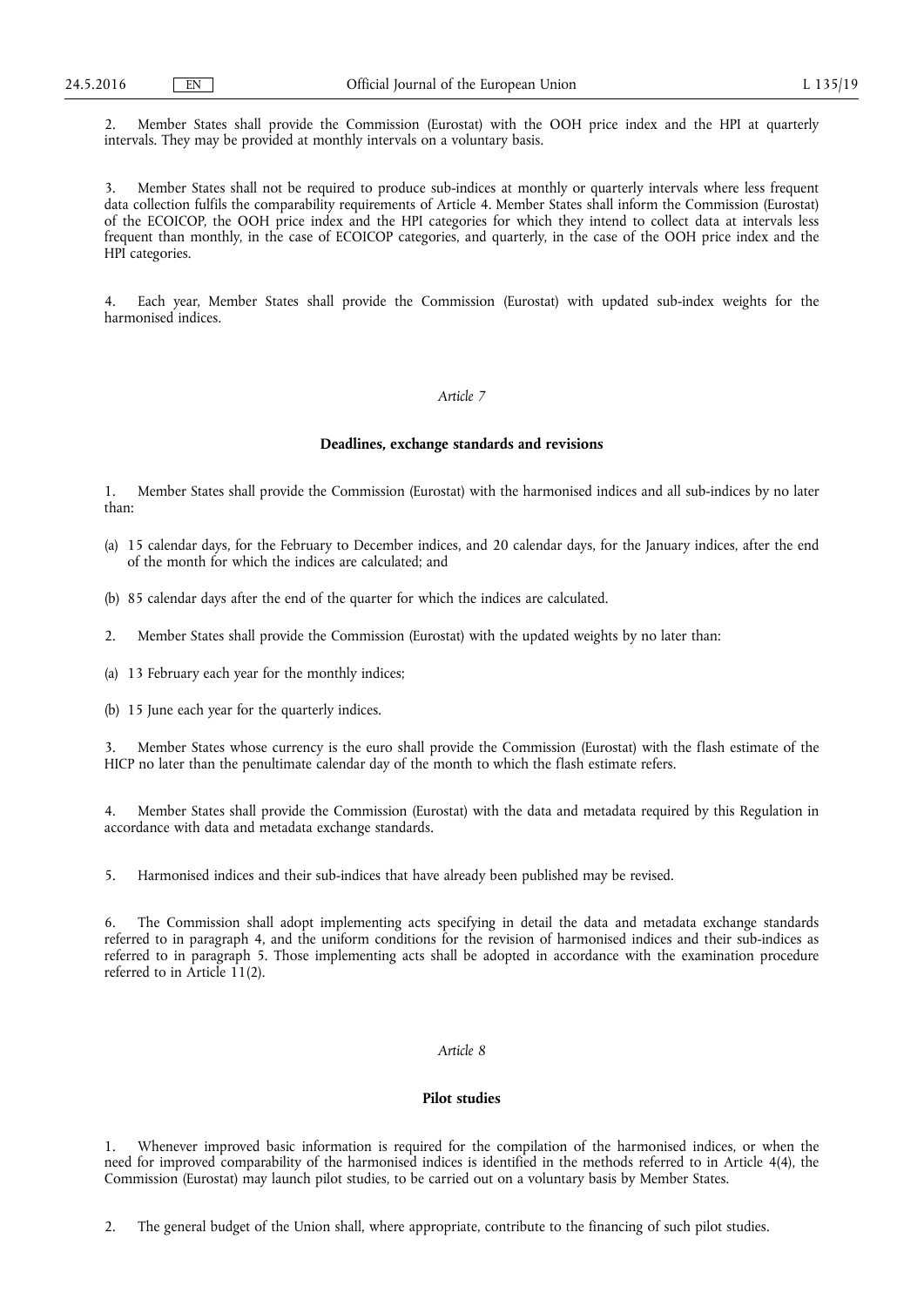2. Member States shall provide the Commission (Eurostat) with the OOH price index and the HPI at quarterly intervals. They may be provided at monthly intervals on a voluntary basis.

3. Member States shall not be required to produce sub-indices at monthly or quarterly intervals where less frequent data collection fulfils the comparability requirements of Article 4. Member States shall inform the Commission (Eurostat) of the ECOICOP, the OOH price index and the HPI categories for which they intend to collect data at intervals less frequent than monthly, in the case of ECOICOP categories, and quarterly, in the case of the OOH price index and the HPI categories.

4. Each year, Member States shall provide the Commission (Eurostat) with updated sub-index weights for the harmonised indices.

*Article 7*

**Deadlines, exchange standards and revisions**

1. Member States shall provide the Commission (Eurostat) with the harmonised indices and all sub-indices by no later than:

(a) 15 calendar days, for the February to December indices, and 20 calendar days, for the January indices, after the end of the month for which the indices are calculated; and

(b) 85 calendar days after the end of the quarter for which the indices are calculated.

2. Member States shall provide the Commission (Eurostat) with the updated weights by no later than:

(a) 13 February each year for the monthly indices;

(b) 15 June each year for the quarterly indices.

3. Member States whose currency is the euro shall provide the Commission (Eurostat) with the flash estimate of the HICP no later than the penultimate calendar day of the month to which the flash estimate refers.

4. Member States shall provide the Commission (Eurostat) with the data and metadata required by this Regulation in accordance with data and metadata exchange standards.

5. Harmonised indices and their sub-indices that have already been published may be revised.

6. The Commission shall adopt implementing acts specifying in detail the data and metadata exchange standards referred to in paragraph 4, and the uniform conditions for the revision of harmonised indices and their sub-indices as referred to in paragraph 5. Those implementing acts shall be adopted in accordance with the examination procedure referred to in Article 11(2).

*Article 8*

**Pilot studies**

1. Whenever improved basic information is required for the compilation of the harmonised indices, or when the need for improved comparability of the harmonised indices is identified in the methods referred to in Article 4(4), the Commission (Eurostat) may launch pilot studies, to be carried out on a voluntary basis by Member States.

2. The general budget of the Union shall, where appropriate, contribute to the financing of such pilot studies.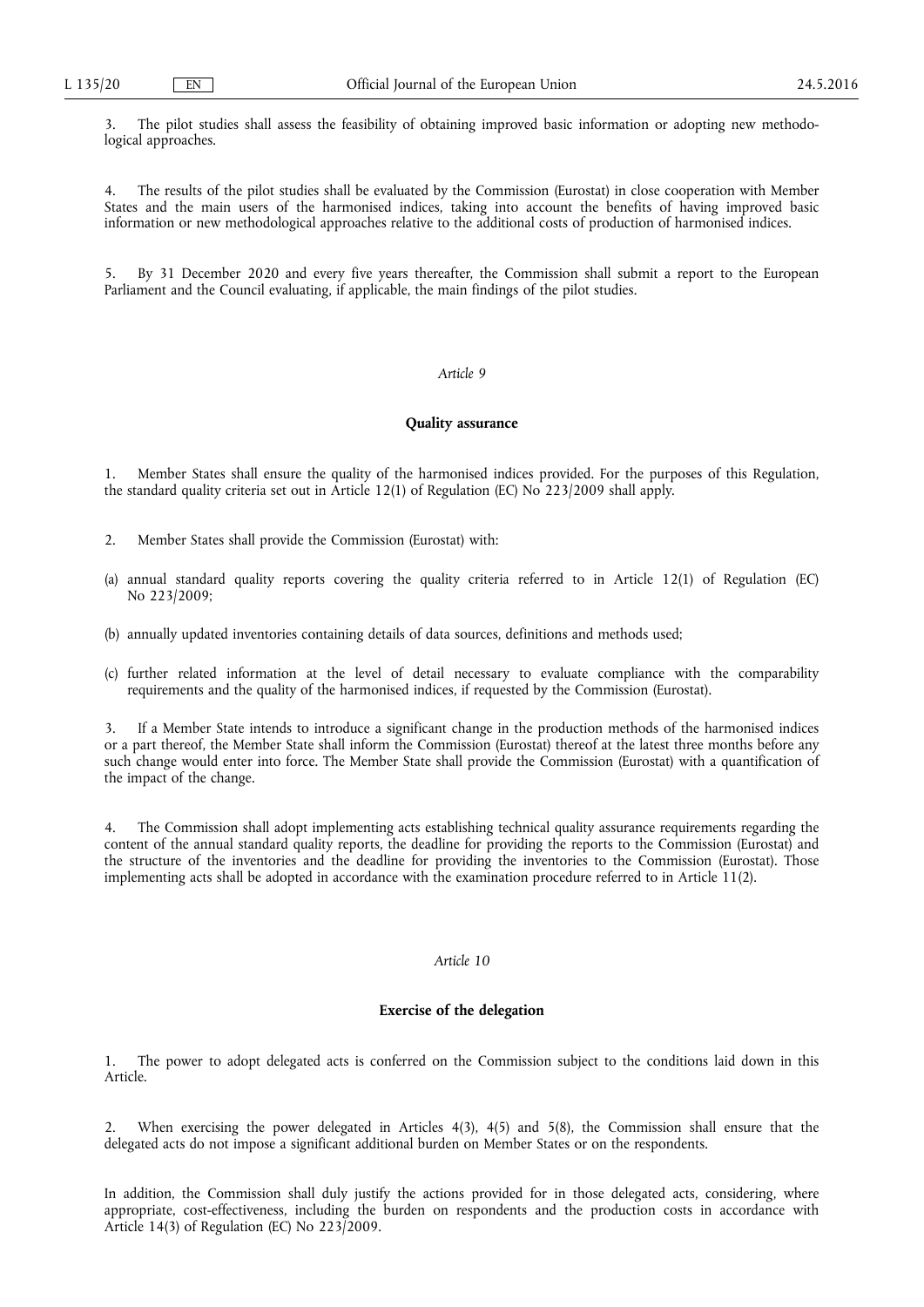3. The pilot studies shall assess the feasibility of obtaining improved basic information or adopting new methodological approaches.

4. The results of the pilot studies shall be evaluated by the Commission (Eurostat) in close cooperation with Member States and the main users of the harmonised indices, taking into account the benefits of having improved basic information or new methodological approaches relative to the additional costs of production of harmonised indices.

5. By 31 December 2020 and every five years thereafter, the Commission shall submit a report to the European Parliament and the Council evaluating, if applicable, the main findings of the pilot studies.

*Article 9*

**Quality assurance**

1. Member States shall ensure the quality of the harmonised indices provided. For the purposes of this Regulation, the standard quality criteria set out in Article 12(1) of Regulation (EC) No 223/2009 shall apply.

2. Member States shall provide the Commission (Eurostat) with:

(a) annual standard quality reports covering the quality criteria referred to in Article 12(1) of Regulation (EC) No 223/2009;

(b) annually updated inventories containing details of data sources, definitions and methods used;

(c) further related information at the level of detail necessary to evaluate compliance with the comparability requirements and the quality of the harmonised indices, if requested by the Commission (Eurostat).

3. If a Member State intends to introduce a significant change in the production methods of the harmonised indices or a part thereof, the Member State shall inform the Commission (Eurostat) thereof at the latest three months before any such change would enter into force. The Member State shall provide the Commission (Eurostat) with a quantification of the impact of the change.

4. The Commission shall adopt implementing acts establishing technical quality assurance requirements regarding the content of the annual standard quality reports, the deadline for providing the reports to the Commission (Eurostat) and the structure of the inventories and the deadline for providing the inventories to the Commission (Eurostat). Those implementing acts shall be adopted in accordance with the examination procedure referred to in Article 11(2).

*Article 10*

**Exercise of the delegation**

1. The power to adopt delegated acts is conferred on the Commission subject to the conditions laid down in this Article.

2. When exercising the power delegated in Articles 4(3), 4(5) and 5(8), the Commission shall ensure that the delegated acts do not impose a significant additional burden on Member States or on the respondents.

In addition, the Commission shall duly justify the actions provided for in those delegated acts, considering, where appropriate, cost-effectiveness, including the burden on respondents and the production costs in accordance with Article 14(3) of Regulation (EC) No 223/2009.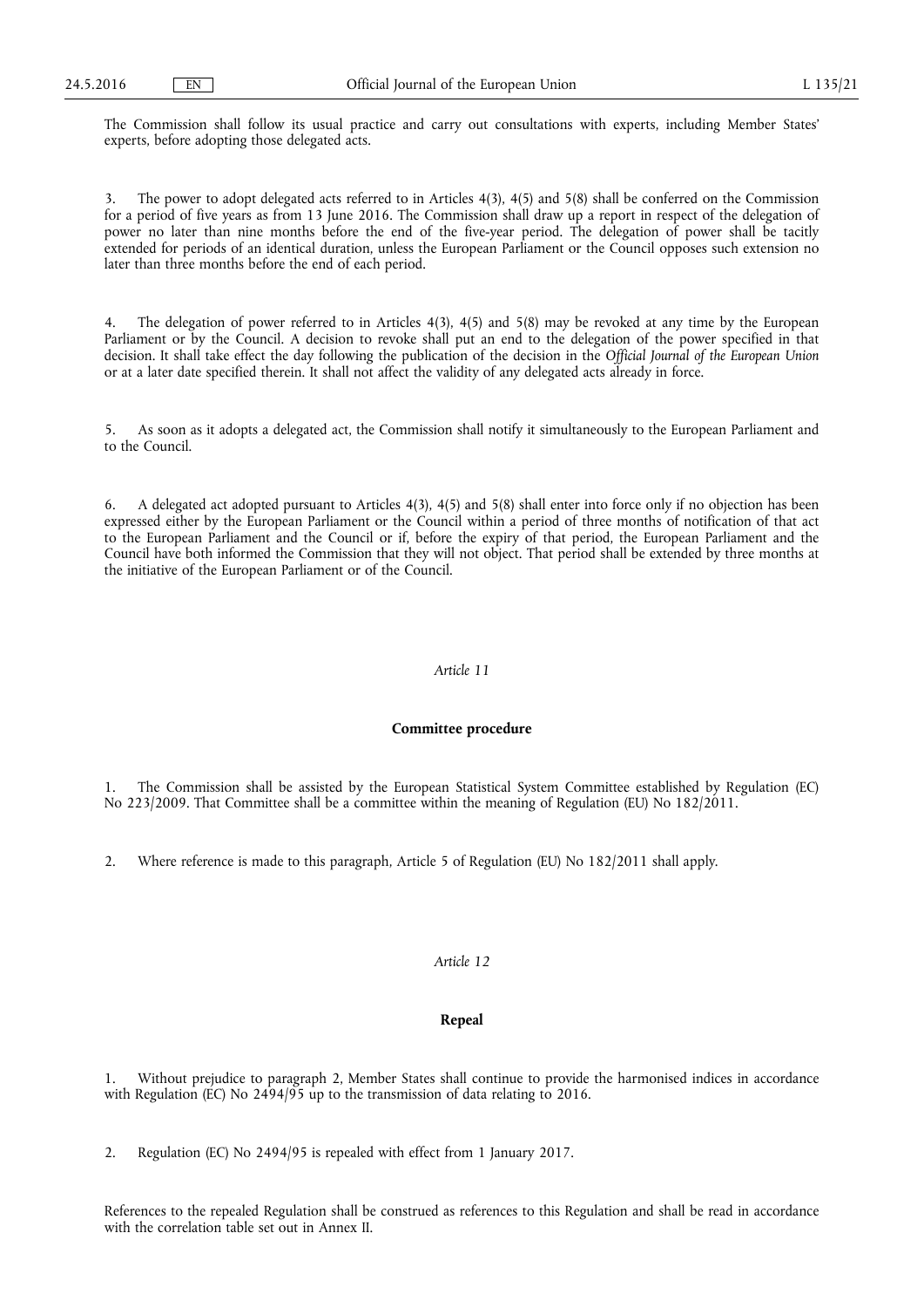The Commission shall follow its usual practice and carry out consultations with experts, including Member States' experts, before adopting those delegated acts.

3. The power to adopt delegated acts referred to in Articles 4(3), 4(5) and 5(8) shall be conferred on the Commission for a period of five years as from 13 June 2016. The Commission shall draw up a report in respect of the delegation of power no later than nine months before the end of the five-year period. The delegation of power shall be tacitly extended for periods of an identical duration, unless the European Parliament or the Council opposes such extension no later than three months before the end of each period.

4. The delegation of power referred to in Articles 4(3), 4(5) and 5(8) may be revoked at any time by the European Parliament or by the Council. A decision to revoke shall put an end to the delegation of the power specified in that decision. It shall take effect the day following the publication of the decision in the *Official Journal of the European Union* or at a later date specified therein. It shall not affect the validity of any delegated acts already in force.

5. As soon as it adopts a delegated act, the Commission shall notify it simultaneously to the European Parliament and to the Council.

6. A delegated act adopted pursuant to Articles 4(3), 4(5) and 5(8) shall enter into force only if no objection has been expressed either by the European Parliament or the Council within a period of three months of notification of that act to the European Parliament and the Council or if, before the expiry of that period, the European Parliament and the Council have both informed the Commission that they will not object. That period shall be extended by three months at the initiative of the European Parliament or of the Council.

*Article 11*

**Committee procedure**

1. The Commission shall be assisted by the European Statistical System Committee established by Regulation (EC) No 223/2009. That Committee shall be a committee within the meaning of Regulation (EU) No 182/2011.

2. Where reference is made to this paragraph, Article 5 of Regulation (EU) No 182/2011 shall apply.

*Article 12*

**Repeal**

1. Without prejudice to paragraph 2, Member States shall continue to provide the harmonised indices in accordance with Regulation (EC) No 2494/95 up to the transmission of data relating to 2016.

2. Regulation (EC) No 2494/95 is repealed with effect from 1 January 2017.

References to the repealed Regulation shall be construed as references to this Regulation and shall be read in accordance with the correlation table set out in Annex II.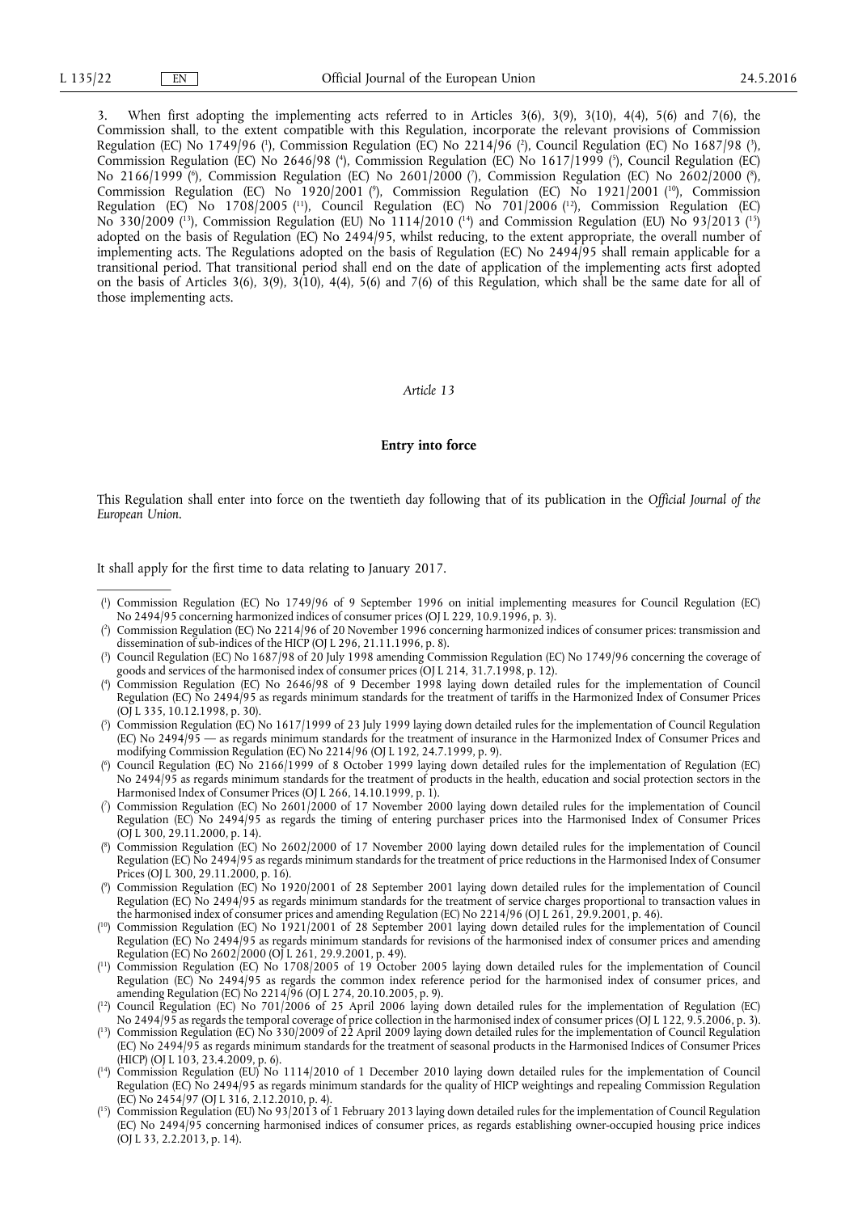3. When first adopting the implementing acts referred to in Articles 3(6), 3(9), 3(10), 4(4), 5(6) and 7(6), the Commission shall, to the extent compatible with this Regulation, incorporate the relevant provisions of Commission Regulation (EC) No 1749/96 [1], Commission Regulation (EC) No 2214/96 [2], Council Regulation (EC) No 1687/98 [3], Commission Regulation (EC) No 2646/98 [4], Commission Regulation (EC) No 1617/1999 [5], Council Regulation (EC) No 2166/1999 [6], Commission Regulation (EC) No 2601/2000 [7], Commission Regulation (EC) No 2602/2000 [8], Commission Regulation (EC) No 1920/2001 [9], Commission Regulation (EC) No 1921/2001 [10], Commission Regulation (EC) No 1708/2005 [11], Council Regulation (EC) No 701/2006 [12], Commission Regulation (EC) No 330/2009 [13], Commission Regulation (EU) No 1114/2010 [14] and Commission Regulation (EU) No 93/2013 [15] adopted on the basis of Regulation (EC) No 2494/95, whilst reducing, to the extent appropriate, the overall number of implementing acts. The Regulations adopted on the basis of Regulation (EC) No 2494/95 shall remain applicable for a transitional period. That transitional period shall end on the date of application of the implementing acts first adopted on the basis of Articles 3(6), 3(9), 3(10), 4(4), 5(6) and 7(6) of this Regulation, which shall be the same date for all of those implementing acts.

*Article 13*

**Entry into force**

This Regulation shall enter into force on the twentieth day following that of its publication in the *Official Journal of the European Union*.

It shall apply for the first time to data relating to January 2017.

---

[1] Commission Regulation (EC) No 1749/96 of 9 September 1996 on initial implementing measures for Council Regulation (EC) No 2494/95 concerning harmonized indices of consumer prices (OJ L 229, 10.9.1996, p. 3).

[2] Commission Regulation (EC) No 2214/96 of 20 November 1996 concerning harmonized indices of consumer prices: transmission and dissemination of sub-indices of the HICP (OJ L 296, 21.11.1996, p. 8).

[3] Council Regulation (EC) No 1687/98 of 20 July 1998 amending Commission Regulation (EC) No 1749/96 concerning the coverage of goods and services of the harmonised index of consumer prices (OJ L 214, 31.7.1998, p. 12).

[4] Commission Regulation (EC) No 2646/98 of 9 December 1998 laying down detailed rules for the implementation of Council Regulation (EC) No 2494/95 as regards minimum standards for the treatment of tariffs in the Harmonized Index of Consumer Prices (OJ L 335, 10.12.1998, p. 30).

[5] Commission Regulation (EC) No 1617/1999 of 23 July 1999 laying down detailed rules for the implementation of Council Regulation (EC) No 2494/95 — as regards minimum standards for the treatment of insurance in the Harmonized Index of Consumer Prices and modifying Commission Regulation (EC) No 2214/96 (OJ L 192, 24.7.1999, p. 9).

[6] Council Regulation (EC) No 2166/1999 of 8 October 1999 laying down detailed rules for the implementation of Regulation (EC) No 2494/95 as regards minimum standards for the treatment of products in the health, education and social protection sectors in the Harmonised Index of Consumer Prices (OJ L 266, 14.10.1999, p. 1).

[7] Commission Regulation (EC) No 2601/2000 of 17 November 2000 laying down detailed rules for the implementation of Council Regulation (EC) No 2494/95 as regards the timing of entering purchaser prices into the Harmonised Index of Consumer Prices (OJ L 300, 29.11.2000, p. 14).

[8] Commission Regulation (EC) No 2602/2000 of 17 November 2000 laying down detailed rules for the implementation of Council Regulation (EC) No 2494/95 as regards minimum standards for the treatment of price reductions in the Harmonised Index of Consumer Prices (OJ L 300, 29.11.2000, p. 16).

[9] Commission Regulation (EC) No 1920/2001 of 28 September 2001 laying down detailed rules for the implementation of Council Regulation (EC) No 2494/95 as regards minimum standards for the treatment of service charges proportional to transaction values in the harmonised index of consumer prices and amending Regulation (EC) No 2214/96 (OJ L 261, 29.9.2001, p. 46).

[10] Commission Regulation (EC) No 1921/2001 of 28 September 2001 laying down detailed rules for the implementation of Council Regulation (EC) No 2494/95 as regards minimum standards for revisions of the harmonised index of consumer prices and amending Regulation (EC) No 2602/2000 (OJ L 261, 29.9.2001, p. 49).

[11] Commission Regulation (EC) No 1708/2005 of 19 October 2005 laying down detailed rules for the implementation of Council Regulation (EC) No 2494/95 as regards the common index reference period for the harmonised index of consumer prices, and amending Regulation (EC) No 2214/96 (OJ L 274, 20.10.2005, p. 9).

[12] Council Regulation (EC) No 701/2006 of 25 April 2006 laying down detailed rules for the implementation of Regulation (EC) No 2494/95 as regards the temporal coverage of price collection in the harmonised index of consumer prices (OJ L 122, 9.5.2006, p. 3).

[13] Commission Regulation (EC) No 330/2009 of 22 April 2009 laying down detailed rules for the implementation of Council Regulation (EC) No 2494/95 as regards minimum standards for the treatment of seasonal products in the Harmonised Indices of Consumer Prices (HICP) (OJ L 103, 23.4.2009, p. 6).

[14] Commission Regulation (EU) No 1114/2010 of 1 December 2010 laying down detailed rules for the implementation of Council Regulation (EC) No 2494/95 as regards minimum standards for the quality of HICP weightings and repealing Commission Regulation (EC) No 2454/97 (OJ L 316, 2.12.2010, p. 4).

[15] Commission Regulation (EU) No 93/2013 of 1 February 2013 laying down detailed rules for the implementation of Council Regulation (EC) No 2494/95 concerning harmonised indices of consumer prices, as regards establishing owner-occupied housing price indices (OJ L 33, 2.2.2013, p. 14).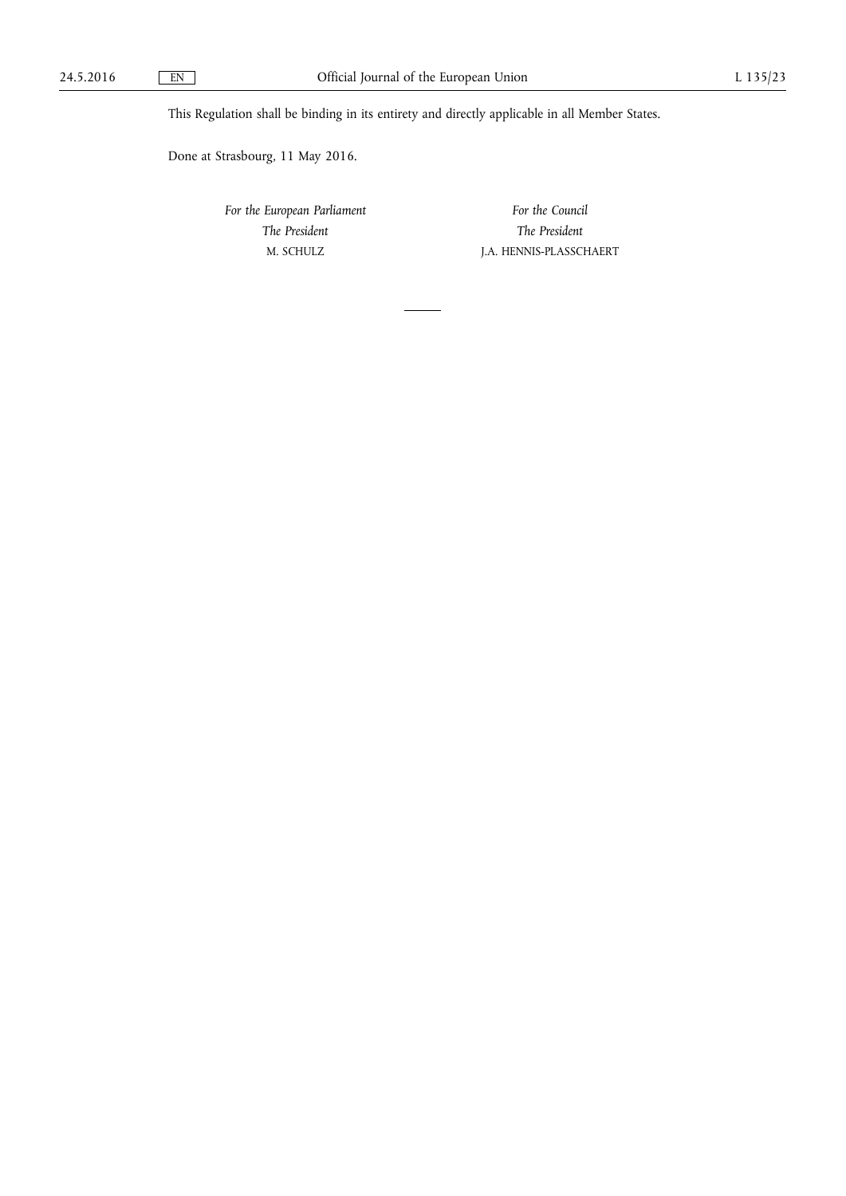This Regulation shall be binding in its entirety and directly applicable in all Member States.

Done at Strasbourg, 11 May 2016.

| *For the European Parliament* | *For the Council* |
|---|---|
| *The President* | *The President* |
| M. SCHULZ | J.A. HENNIS-PLASSCHAERT |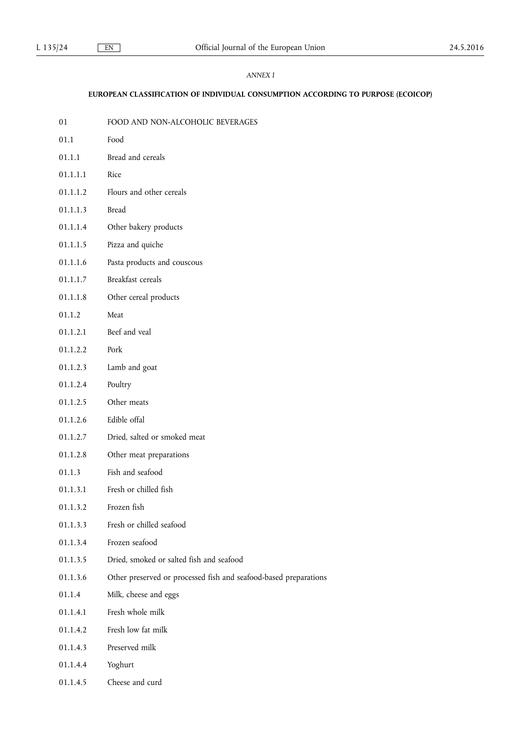*ANNEX I*

**EUROPEAN CLASSIFICATION OF INDIVIDUAL CONSUMPTION ACCORDING TO PURPOSE (ECOICOP)**

| | |
|---|---|
| 01 | FOOD AND NON-ALCOHOLIC BEVERAGES |
| 01.1 | Food |
| 01.1.1 | Bread and cereals |
| 01.1.1.1 | Rice |
| 01.1.1.2 | Flours and other cereals |
| 01.1.1.3 | Bread |
| 01.1.1.4 | Other bakery products |
| 01.1.1.5 | Pizza and quiche |
| 01.1.1.6 | Pasta products and couscous |
| 01.1.1.7 | Breakfast cereals |
| 01.1.1.8 | Other cereal products |
| 01.1.2 | Meat |
| 01.1.2.1 | Beef and veal |
| 01.1.2.2 | Pork |
| 01.1.2.3 | Lamb and goat |
| 01.1.2.4 | Poultry |
| 01.1.2.5 | Other meats |
| 01.1.2.6 | Edible offal |
| 01.1.2.7 | Dried, salted or smoked meat |
| 01.1.2.8 | Other meat preparations |
| 01.1.3 | Fish and seafood |
| 01.1.3.1 | Fresh or chilled fish |
| 01.1.3.2 | Frozen fish |
| 01.1.3.3 | Fresh or chilled seafood |
| 01.1.3.4 | Frozen seafood |
| 01.1.3.5 | Dried, smoked or salted fish and seafood |
| 01.1.3.6 | Other preserved or processed fish and seafood-based preparations |
| 01.1.4 | Milk, cheese and eggs |
| 01.1.4.1 | Fresh whole milk |
| 01.1.4.2 | Fresh low fat milk |
| 01.1.4.3 | Preserved milk |
| 01.1.4.4 | Yoghurt |
| 01.1.4.5 | Cheese and curd |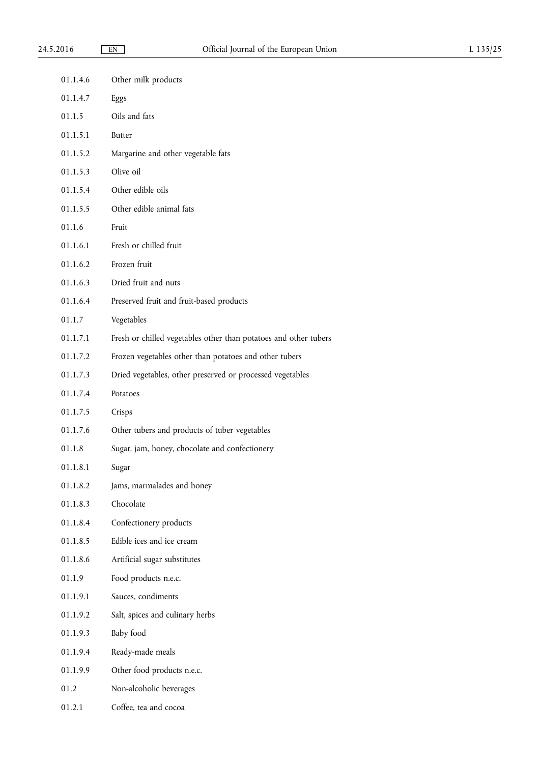| | |
|---|---|
| 01.1.4.6 | Other milk products |
| 01.1.4.7 | Eggs |
| 01.1.5 | Oils and fats |
| 01.1.5.1 | Butter |
| 01.1.5.2 | Margarine and other vegetable fats |
| 01.1.5.3 | Olive oil |
| 01.1.5.4 | Other edible oils |
| 01.1.5.5 | Other edible animal fats |
| 01.1.6 | Fruit |
| 01.1.6.1 | Fresh or chilled fruit |
| 01.1.6.2 | Frozen fruit |
| 01.1.6.3 | Dried fruit and nuts |
| 01.1.6.4 | Preserved fruit and fruit-based products |
| 01.1.7 | Vegetables |
| 01.1.7.1 | Fresh or chilled vegetables other than potatoes and other tubers |
| 01.1.7.2 | Frozen vegetables other than potatoes and other tubers |
| 01.1.7.3 | Dried vegetables, other preserved or processed vegetables |
| 01.1.7.4 | Potatoes |
| 01.1.7.5 | Crisps |
| 01.1.7.6 | Other tubers and products of tuber vegetables |
| 01.1.8 | Sugar, jam, honey, chocolate and confectionery |
| 01.1.8.1 | Sugar |
| 01.1.8.2 | Jams, marmalades and honey |
| 01.1.8.3 | Chocolate |
| 01.1.8.4 | Confectionery products |
| 01.1.8.5 | Edible ices and ice cream |
| 01.1.8.6 | Artificial sugar substitutes |
| 01.1.9 | Food products n.e.c. |
| 01.1.9.1 | Sauces, condiments |
| 01.1.9.2 | Salt, spices and culinary herbs |
| 01.1.9.3 | Baby food |
| 01.1.9.4 | Ready-made meals |
| 01.1.9.9 | Other food products n.e.c. |
| 01.2 | Non-alcoholic beverages |
| 01.2.1 | Coffee, tea and cocoa |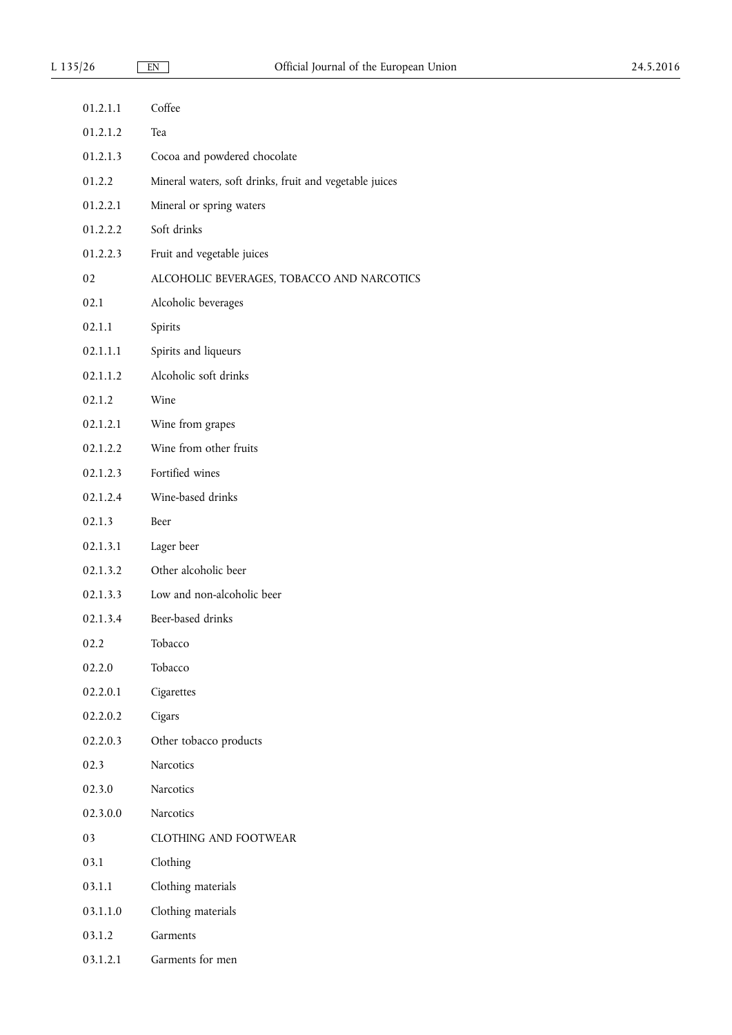| | |
|---|---|
| 01.2.1.1 | Coffee |
| 01.2.1.2 | Tea |
| 01.2.1.3 | Cocoa and powdered chocolate |
| 01.2.2 | Mineral waters, soft drinks, fruit and vegetable juices |
| 01.2.2.1 | Mineral or spring waters |
| 01.2.2.2 | Soft drinks |
| 01.2.2.3 | Fruit and vegetable juices |
| 02 | ALCOHOLIC BEVERAGES, TOBACCO AND NARCOTICS |
| 02.1 | Alcoholic beverages |
| 02.1.1 | Spirits |
| 02.1.1.1 | Spirits and liqueurs |
| 02.1.1.2 | Alcoholic soft drinks |
| 02.1.2 | Wine |
| 02.1.2.1 | Wine from grapes |
| 02.1.2.2 | Wine from other fruits |
| 02.1.2.3 | Fortified wines |
| 02.1.2.4 | Wine-based drinks |
| 02.1.3 | Beer |
| 02.1.3.1 | Lager beer |
| 02.1.3.2 | Other alcoholic beer |
| 02.1.3.3 | Low and non-alcoholic beer |
| 02.1.3.4 | Beer-based drinks |
| 02.2 | Tobacco |
| 02.2.0 | Tobacco |
| 02.2.0.1 | Cigarettes |
| 02.2.0.2 | Cigars |
| 02.2.0.3 | Other tobacco products |
| 02.3 | Narcotics |
| 02.3.0 | Narcotics |
| 02.3.0.0 | Narcotics |
| 03 | CLOTHING AND FOOTWEAR |
| 03.1 | Clothing |
| 03.1.1 | Clothing materials |
| 03.1.1.0 | Clothing materials |
| 03.1.2 | Garments |
| 03.1.2.1 | Garments for men |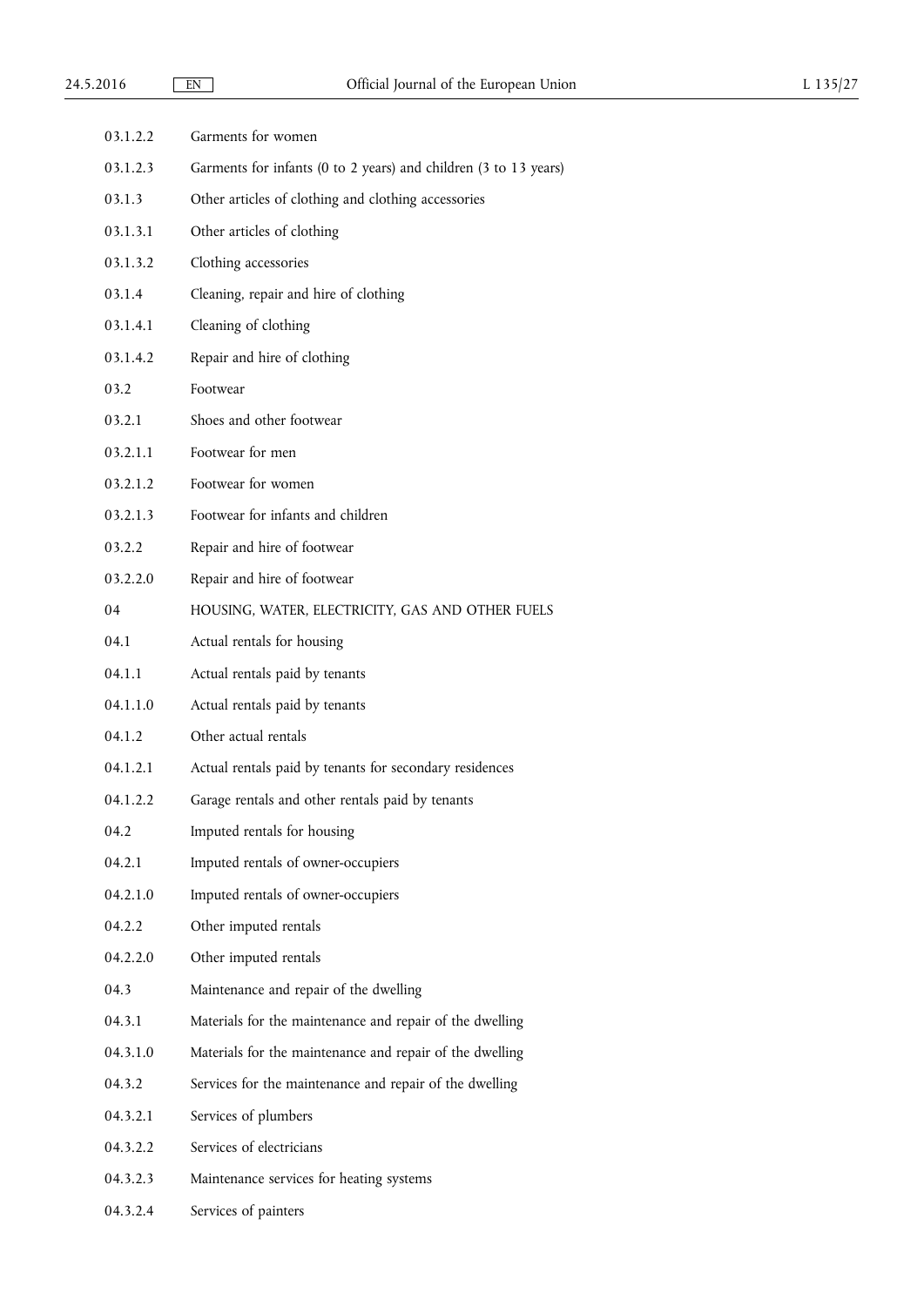| | |
|---|---|
| 03.1.2.2 | Garments for women |
| 03.1.2.3 | Garments for infants (0 to 2 years) and children (3 to 13 years) |
| 03.1.3 | Other articles of clothing and clothing accessories |
| 03.1.3.1 | Other articles of clothing |
| 03.1.3.2 | Clothing accessories |
| 03.1.4 | Cleaning, repair and hire of clothing |
| 03.1.4.1 | Cleaning of clothing |
| 03.1.4.2 | Repair and hire of clothing |
| 03.2 | Footwear |
| 03.2.1 | Shoes and other footwear |
| 03.2.1.1 | Footwear for men |
| 03.2.1.2 | Footwear for women |
| 03.2.1.3 | Footwear for infants and children |
| 03.2.2 | Repair and hire of footwear |
| 03.2.2.0 | Repair and hire of footwear |
| 04 | HOUSING, WATER, ELECTRICITY, GAS AND OTHER FUELS |
| 04.1 | Actual rentals for housing |
| 04.1.1 | Actual rentals paid by tenants |
| 04.1.1.0 | Actual rentals paid by tenants |
| 04.1.2 | Other actual rentals |
| 04.1.2.1 | Actual rentals paid by tenants for secondary residences |
| 04.1.2.2 | Garage rentals and other rentals paid by tenants |
| 04.2 | Imputed rentals for housing |
| 04.2.1 | Imputed rentals of owner-occupiers |
| 04.2.1.0 | Imputed rentals of owner-occupiers |
| 04.2.2 | Other imputed rentals |
| 04.2.2.0 | Other imputed rentals |
| 04.3 | Maintenance and repair of the dwelling |
| 04.3.1 | Materials for the maintenance and repair of the dwelling |
| 04.3.1.0 | Materials for the maintenance and repair of the dwelling |
| 04.3.2 | Services for the maintenance and repair of the dwelling |
| 04.3.2.1 | Services of plumbers |
| 04.3.2.2 | Services of electricians |
| 04.3.2.3 | Maintenance services for heating systems |
| 04.3.2.4 | Services of painters |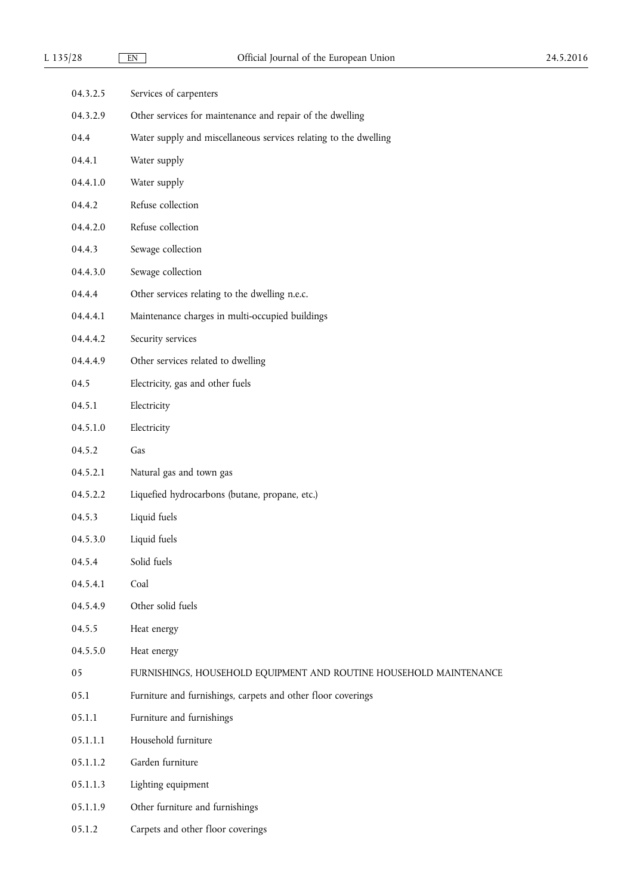| | |
|---|---|
| 04.3.2.5 | Services of carpenters |
| 04.3.2.9 | Other services for maintenance and repair of the dwelling |
| 04.4 | Water supply and miscellaneous services relating to the dwelling |
| 04.4.1 | Water supply |
| 04.4.1.0 | Water supply |
| 04.4.2 | Refuse collection |
| 04.4.2.0 | Refuse collection |
| 04.4.3 | Sewage collection |
| 04.4.3.0 | Sewage collection |
| 04.4.4 | Other services relating to the dwelling n.e.c. |
| 04.4.4.1 | Maintenance charges in multi-occupied buildings |
| 04.4.4.2 | Security services |
| 04.4.4.9 | Other services related to dwelling |
| 04.5 | Electricity, gas and other fuels |
| 04.5.1 | Electricity |
| 04.5.1.0 | Electricity |
| 04.5.2 | Gas |
| 04.5.2.1 | Natural gas and town gas |
| 04.5.2.2 | Liquefied hydrocarbons (butane, propane, etc.) |
| 04.5.3 | Liquid fuels |
| 04.5.3.0 | Liquid fuels |
| 04.5.4 | Solid fuels |
| 04.5.4.1 | Coal |
| 04.5.4.9 | Other solid fuels |
| 04.5.5 | Heat energy |
| 04.5.5.0 | Heat energy |
| 05 | FURNISHINGS, HOUSEHOLD EQUIPMENT AND ROUTINE HOUSEHOLD MAINTENANCE |
| 05.1 | Furniture and furnishings, carpets and other floor coverings |
| 05.1.1 | Furniture and furnishings |
| 05.1.1.1 | Household furniture |
| 05.1.1.2 | Garden furniture |
| 05.1.1.3 | Lighting equipment |
| 05.1.1.9 | Other furniture and furnishings |
| 05.1.2 | Carpets and other floor coverings |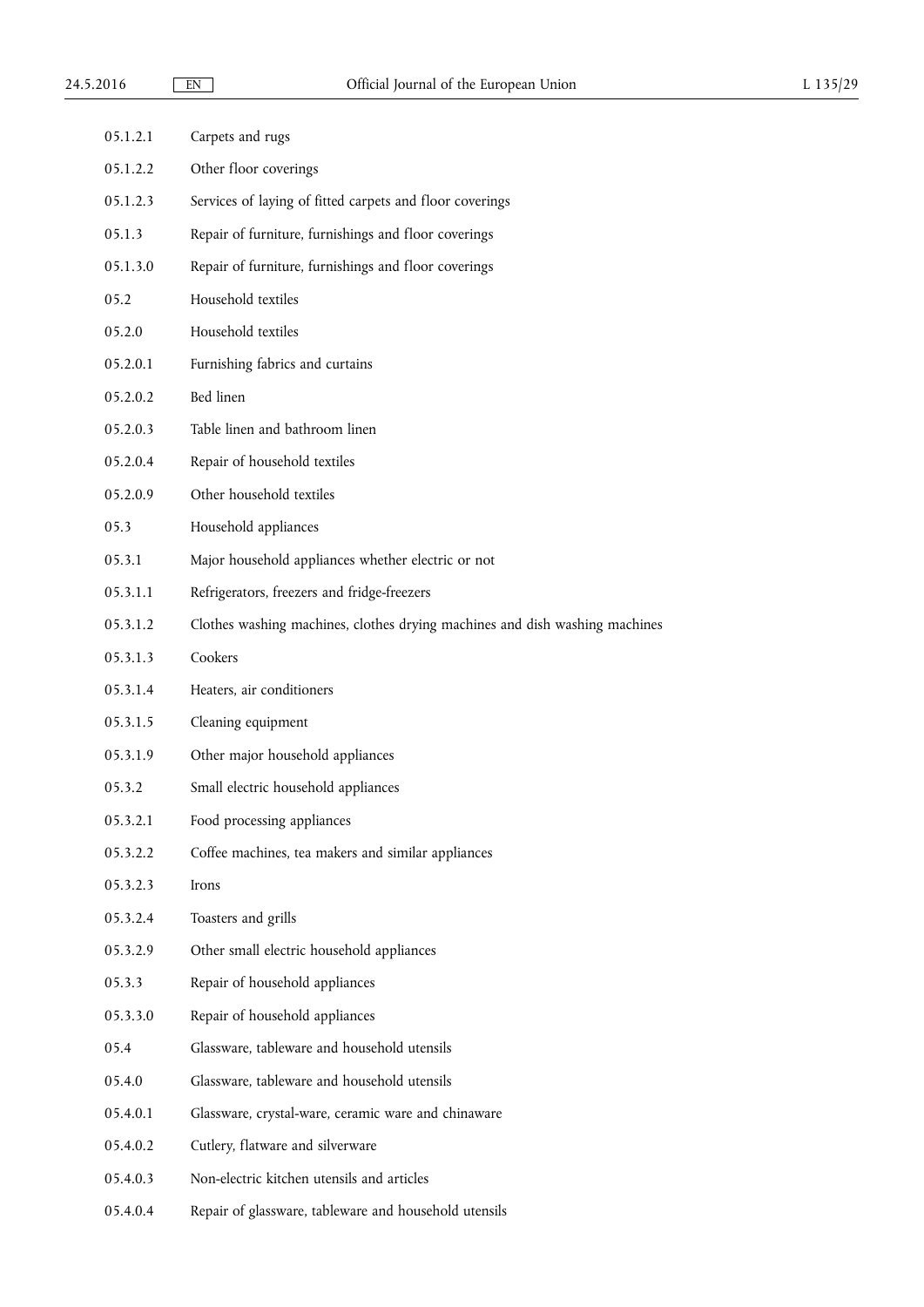| | |
|---|---|
| 05.1.2.1 | Carpets and rugs |
| 05.1.2.2 | Other floor coverings |
| 05.1.2.3 | Services of laying of fitted carpets and floor coverings |
| 05.1.3 | Repair of furniture, furnishings and floor coverings |
| 05.1.3.0 | Repair of furniture, furnishings and floor coverings |
| 05.2 | Household textiles |
| 05.2.0 | Household textiles |
| 05.2.0.1 | Furnishing fabrics and curtains |
| 05.2.0.2 | Bed linen |
| 05.2.0.3 | Table linen and bathroom linen |
| 05.2.0.4 | Repair of household textiles |
| 05.2.0.9 | Other household textiles |
| 05.3 | Household appliances |
| 05.3.1 | Major household appliances whether electric or not |
| 05.3.1.1 | Refrigerators, freezers and fridge-freezers |
| 05.3.1.2 | Clothes washing machines, clothes drying machines and dish washing machines |
| 05.3.1.3 | Cookers |
| 05.3.1.4 | Heaters, air conditioners |
| 05.3.1.5 | Cleaning equipment |
| 05.3.1.9 | Other major household appliances |
| 05.3.2 | Small electric household appliances |
| 05.3.2.1 | Food processing appliances |
| 05.3.2.2 | Coffee machines, tea makers and similar appliances |
| 05.3.2.3 | Irons |
| 05.3.2.4 | Toasters and grills |
| 05.3.2.9 | Other small electric household appliances |
| 05.3.3 | Repair of household appliances |
| 05.3.3.0 | Repair of household appliances |
| 05.4 | Glassware, tableware and household utensils |
| 05.4.0 | Glassware, tableware and household utensils |
| 05.4.0.1 | Glassware, crystal-ware, ceramic ware and chinaware |
| 05.4.0.2 | Cutlery, flatware and silverware |
| 05.4.0.3 | Non-electric kitchen utensils and articles |
| 05.4.0.4 | Repair of glassware, tableware and household utensils |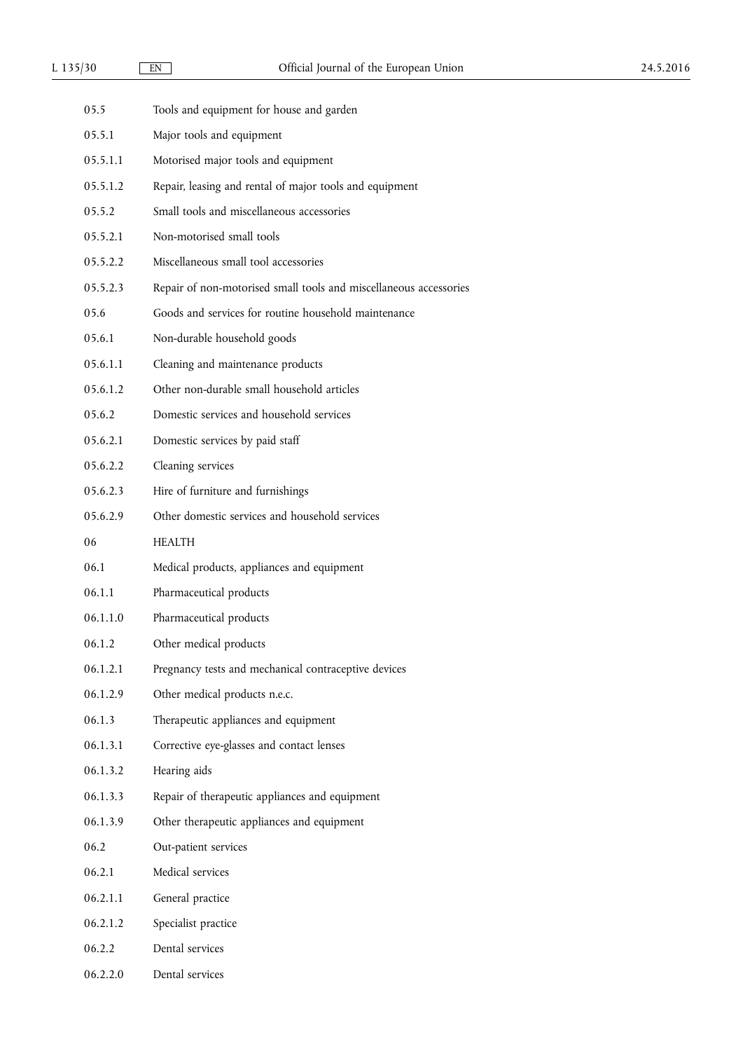| | |
|---|---|
| 05.5 | Tools and equipment for house and garden |
| 05.5.1 | Major tools and equipment |
| 05.5.1.1 | Motorised major tools and equipment |
| 05.5.1.2 | Repair, leasing and rental of major tools and equipment |
| 05.5.2 | Small tools and miscellaneous accessories |
| 05.5.2.1 | Non-motorised small tools |
| 05.5.2.2 | Miscellaneous small tool accessories |
| 05.5.2.3 | Repair of non-motorised small tools and miscellaneous accessories |
| 05.6 | Goods and services for routine household maintenance |
| 05.6.1 | Non-durable household goods |
| 05.6.1.1 | Cleaning and maintenance products |
| 05.6.1.2 | Other non-durable small household articles |
| 05.6.2 | Domestic services and household services |
| 05.6.2.1 | Domestic services by paid staff |
| 05.6.2.2 | Cleaning services |
| 05.6.2.3 | Hire of furniture and furnishings |
| 05.6.2.9 | Other domestic services and household services |
| 06 | HEALTH |
| 06.1 | Medical products, appliances and equipment |
| 06.1.1 | Pharmaceutical products |
| 06.1.1.0 | Pharmaceutical products |
| 06.1.2 | Other medical products |
| 06.1.2.1 | Pregnancy tests and mechanical contraceptive devices |
| 06.1.2.9 | Other medical products n.e.c. |
| 06.1.3 | Therapeutic appliances and equipment |
| 06.1.3.1 | Corrective eye-glasses and contact lenses |
| 06.1.3.2 | Hearing aids |
| 06.1.3.3 | Repair of therapeutic appliances and equipment |
| 06.1.3.9 | Other therapeutic appliances and equipment |
| 06.2 | Out-patient services |
| 06.2.1 | Medical services |
| 06.2.1.1 | General practice |
| 06.2.1.2 | Specialist practice |
| 06.2.2 | Dental services |
| 06.2.2.0 | Dental services |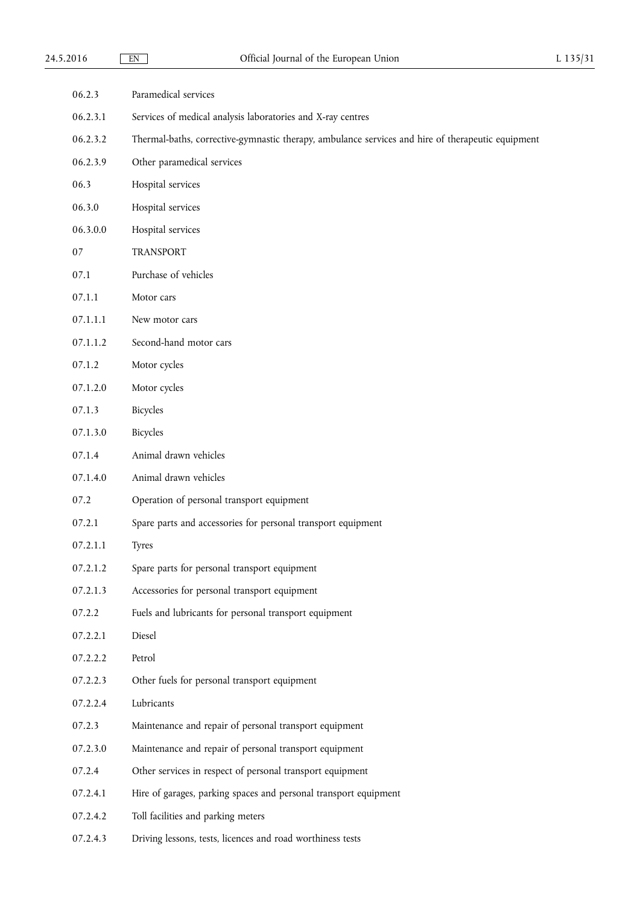| | |
|---|---|
| 06.2.3 | Paramedical services |
| 06.2.3.1 | Services of medical analysis laboratories and X-ray centres |
| 06.2.3.2 | Thermal-baths, corrective-gymnastic therapy, ambulance services and hire of therapeutic equipment |
| 06.2.3.9 | Other paramedical services |
| 06.3 | Hospital services |
| 06.3.0 | Hospital services |
| 06.3.0.0 | Hospital services |
| 07 | TRANSPORT |
| 07.1 | Purchase of vehicles |
| 07.1.1 | Motor cars |
| 07.1.1.1 | New motor cars |
| 07.1.1.2 | Second-hand motor cars |
| 07.1.2 | Motor cycles |
| 07.1.2.0 | Motor cycles |
| 07.1.3 | Bicycles |
| 07.1.3.0 | Bicycles |
| 07.1.4 | Animal drawn vehicles |
| 07.1.4.0 | Animal drawn vehicles |
| 07.2 | Operation of personal transport equipment |
| 07.2.1 | Spare parts and accessories for personal transport equipment |
| 07.2.1.1 | Tyres |
| 07.2.1.2 | Spare parts for personal transport equipment |
| 07.2.1.3 | Accessories for personal transport equipment |
| 07.2.2 | Fuels and lubricants for personal transport equipment |
| 07.2.2.1 | Diesel |
| 07.2.2.2 | Petrol |
| 07.2.2.3 | Other fuels for personal transport equipment |
| 07.2.2.4 | Lubricants |
| 07.2.3 | Maintenance and repair of personal transport equipment |
| 07.2.3.0 | Maintenance and repair of personal transport equipment |
| 07.2.4 | Other services in respect of personal transport equipment |
| 07.2.4.1 | Hire of garages, parking spaces and personal transport equipment |
| 07.2.4.2 | Toll facilities and parking meters |
| 07.2.4.3 | Driving lessons, tests, licences and road worthiness tests |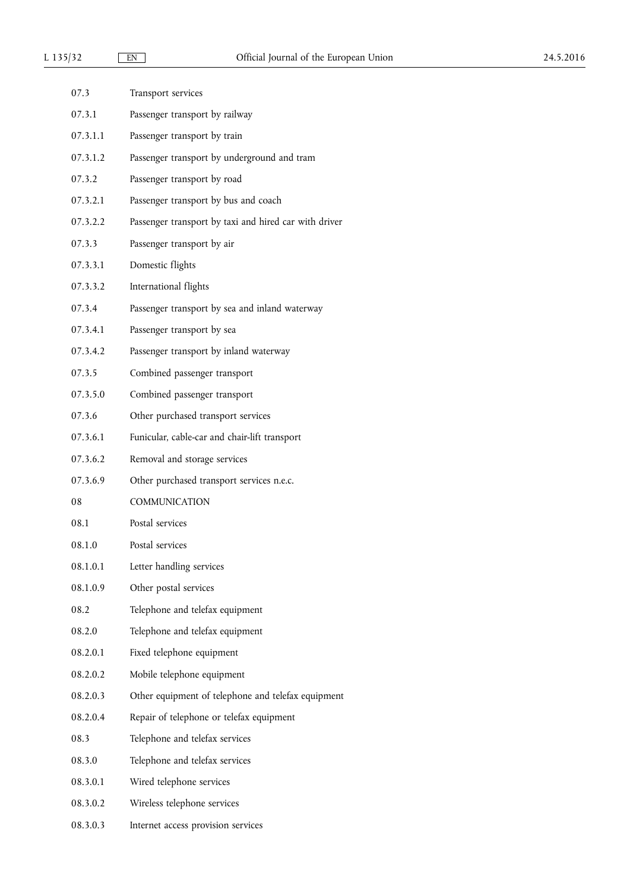| | |
|---|---|
| 07.3 | Transport services |
| 07.3.1 | Passenger transport by railway |
| 07.3.1.1 | Passenger transport by train |
| 07.3.1.2 | Passenger transport by underground and tram |
| 07.3.2 | Passenger transport by road |
| 07.3.2.1 | Passenger transport by bus and coach |
| 07.3.2.2 | Passenger transport by taxi and hired car with driver |
| 07.3.3 | Passenger transport by air |
| 07.3.3.1 | Domestic flights |
| 07.3.3.2 | International flights |
| 07.3.4 | Passenger transport by sea and inland waterway |
| 07.3.4.1 | Passenger transport by sea |
| 07.3.4.2 | Passenger transport by inland waterway |
| 07.3.5 | Combined passenger transport |
| 07.3.5.0 | Combined passenger transport |
| 07.3.6 | Other purchased transport services |
| 07.3.6.1 | Funicular, cable-car and chair-lift transport |
| 07.3.6.2 | Removal and storage services |
| 07.3.6.9 | Other purchased transport services n.e.c. |
| 08 | COMMUNICATION |
| 08.1 | Postal services |
| 08.1.0 | Postal services |
| 08.1.0.1 | Letter handling services |
| 08.1.0.9 | Other postal services |
| 08.2 | Telephone and telefax equipment |
| 08.2.0 | Telephone and telefax equipment |
| 08.2.0.1 | Fixed telephone equipment |
| 08.2.0.2 | Mobile telephone equipment |
| 08.2.0.3 | Other equipment of telephone and telefax equipment |
| 08.2.0.4 | Repair of telephone or telefax equipment |
| 08.3 | Telephone and telefax services |
| 08.3.0 | Telephone and telefax services |
| 08.3.0.1 | Wired telephone services |
| 08.3.0.2 | Wireless telephone services |
| 08.3.0.3 | Internet access provision services |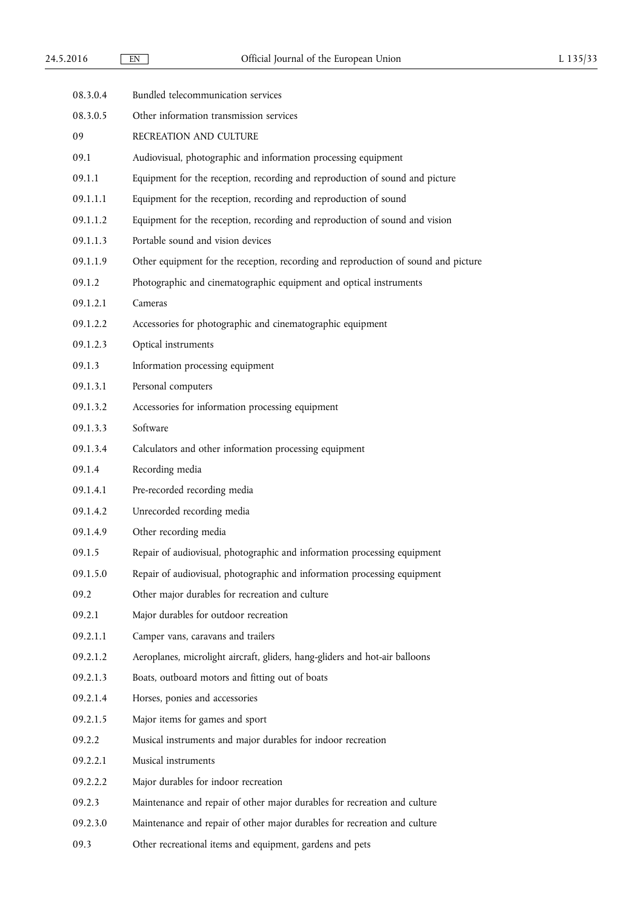| | |
|---|---|
| 08.3.0.4 | Bundled telecommunication services |
| 08.3.0.5 | Other information transmission services |
| 09 | RECREATION AND CULTURE |
| 09.1 | Audiovisual, photographic and information processing equipment |
| 09.1.1 | Equipment for the reception, recording and reproduction of sound and picture |
| 09.1.1.1 | Equipment for the reception, recording and reproduction of sound |
| 09.1.1.2 | Equipment for the reception, recording and reproduction of sound and vision |
| 09.1.1.3 | Portable sound and vision devices |
| 09.1.1.9 | Other equipment for the reception, recording and reproduction of sound and picture |
| 09.1.2 | Photographic and cinematographic equipment and optical instruments |
| 09.1.2.1 | Cameras |
| 09.1.2.2 | Accessories for photographic and cinematographic equipment |
| 09.1.2.3 | Optical instruments |
| 09.1.3 | Information processing equipment |
| 09.1.3.1 | Personal computers |
| 09.1.3.2 | Accessories for information processing equipment |
| 09.1.3.3 | Software |
| 09.1.3.4 | Calculators and other information processing equipment |
| 09.1.4 | Recording media |
| 09.1.4.1 | Pre-recorded recording media |
| 09.1.4.2 | Unrecorded recording media |
| 09.1.4.9 | Other recording media |
| 09.1.5 | Repair of audiovisual, photographic and information processing equipment |
| 09.1.5.0 | Repair of audiovisual, photographic and information processing equipment |
| 09.2 | Other major durables for recreation and culture |
| 09.2.1 | Major durables for outdoor recreation |
| 09.2.1.1 | Camper vans, caravans and trailers |
| 09.2.1.2 | Aeroplanes, microlight aircraft, gliders, hang-gliders and hot-air balloons |
| 09.2.1.3 | Boats, outboard motors and fitting out of boats |
| 09.2.1.4 | Horses, ponies and accessories |
| 09.2.1.5 | Major items for games and sport |
| 09.2.2 | Musical instruments and major durables for indoor recreation |
| 09.2.2.1 | Musical instruments |
| 09.2.2.2 | Major durables for indoor recreation |
| 09.2.3 | Maintenance and repair of other major durables for recreation and culture |
| 09.2.3.0 | Maintenance and repair of other major durables for recreation and culture |
| 09.3 | Other recreational items and equipment, gardens and pets |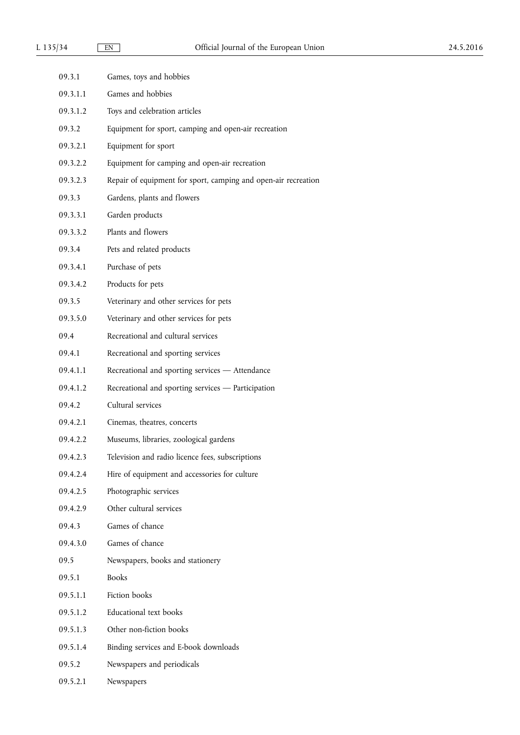| | |
|---|---|
| 09.3.1 | Games, toys and hobbies |
| 09.3.1.1 | Games and hobbies |
| 09.3.1.2 | Toys and celebration articles |
| 09.3.2 | Equipment for sport, camping and open-air recreation |
| 09.3.2.1 | Equipment for sport |
| 09.3.2.2 | Equipment for camping and open-air recreation |
| 09.3.2.3 | Repair of equipment for sport, camping and open-air recreation |
| 09.3.3 | Gardens, plants and flowers |
| 09.3.3.1 | Garden products |
| 09.3.3.2 | Plants and flowers |
| 09.3.4 | Pets and related products |
| 09.3.4.1 | Purchase of pets |
| 09.3.4.2 | Products for pets |
| 09.3.5 | Veterinary and other services for pets |
| 09.3.5.0 | Veterinary and other services for pets |
| 09.4 | Recreational and cultural services |
| 09.4.1 | Recreational and sporting services |
| 09.4.1.1 | Recreational and sporting services — Attendance |
| 09.4.1.2 | Recreational and sporting services — Participation |
| 09.4.2 | Cultural services |
| 09.4.2.1 | Cinemas, theatres, concerts |
| 09.4.2.2 | Museums, libraries, zoological gardens |
| 09.4.2.3 | Television and radio licence fees, subscriptions |
| 09.4.2.4 | Hire of equipment and accessories for culture |
| 09.4.2.5 | Photographic services |
| 09.4.2.9 | Other cultural services |
| 09.4.3 | Games of chance |
| 09.4.3.0 | Games of chance |
| 09.5 | Newspapers, books and stationery |
| 09.5.1 | Books |
| 09.5.1.1 | Fiction books |
| 09.5.1.2 | Educational text books |
| 09.5.1.3 | Other non-fiction books |
| 09.5.1.4 | Binding services and E-book downloads |
| 09.5.2 | Newspapers and periodicals |
| 09.5.2.1 | Newspapers |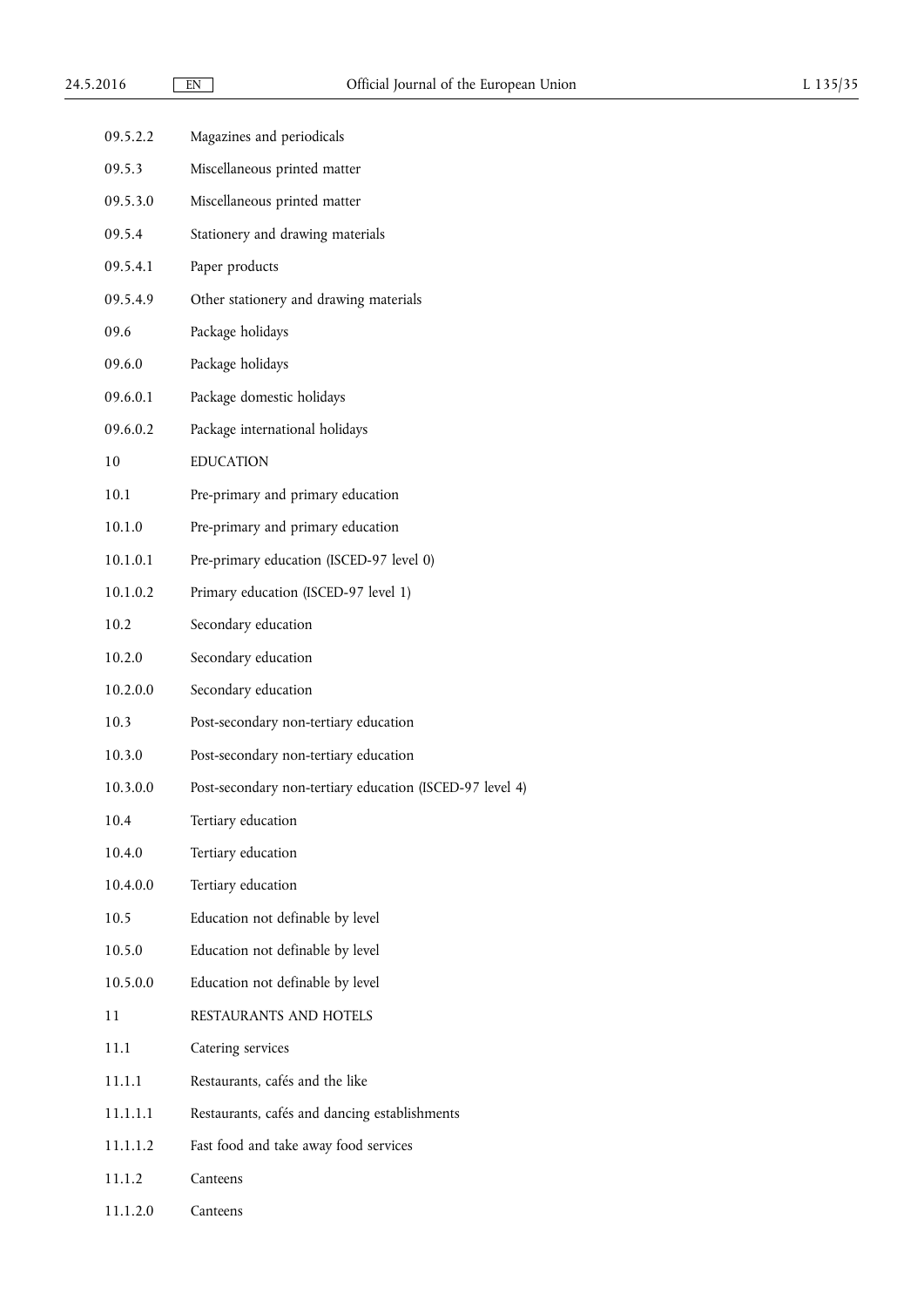| | |
|---|---|
| 09.5.2.2 | Magazines and periodicals |
| 09.5.3 | Miscellaneous printed matter |
| 09.5.3.0 | Miscellaneous printed matter |
| 09.5.4 | Stationery and drawing materials |
| 09.5.4.1 | Paper products |
| 09.5.4.9 | Other stationery and drawing materials |
| 09.6 | Package holidays |
| 09.6.0 | Package holidays |
| 09.6.0.1 | Package domestic holidays |
| 09.6.0.2 | Package international holidays |
| 10 | EDUCATION |
| 10.1 | Pre-primary and primary education |
| 10.1.0 | Pre-primary and primary education |
| 10.1.0.1 | Pre-primary education (ISCED-97 level 0) |
| 10.1.0.2 | Primary education (ISCED-97 level 1) |
| 10.2 | Secondary education |
| 10.2.0 | Secondary education |
| 10.2.0.0 | Secondary education |
| 10.3 | Post-secondary non-tertiary education |
| 10.3.0 | Post-secondary non-tertiary education |
| 10.3.0.0 | Post-secondary non-tertiary education (ISCED-97 level 4) |
| 10.4 | Tertiary education |
| 10.4.0 | Tertiary education |
| 10.4.0.0 | Tertiary education |
| 10.5 | Education not definable by level |
| 10.5.0 | Education not definable by level |
| 10.5.0.0 | Education not definable by level |
| 11 | RESTAURANTS AND HOTELS |
| 11.1 | Catering services |
| 11.1.1 | Restaurants, cafés and the like |
| 11.1.1.1 | Restaurants, cafés and dancing establishments |
| 11.1.1.2 | Fast food and take away food services |
| 11.1.2 | Canteens |
| 11.1.2.0 | Canteens |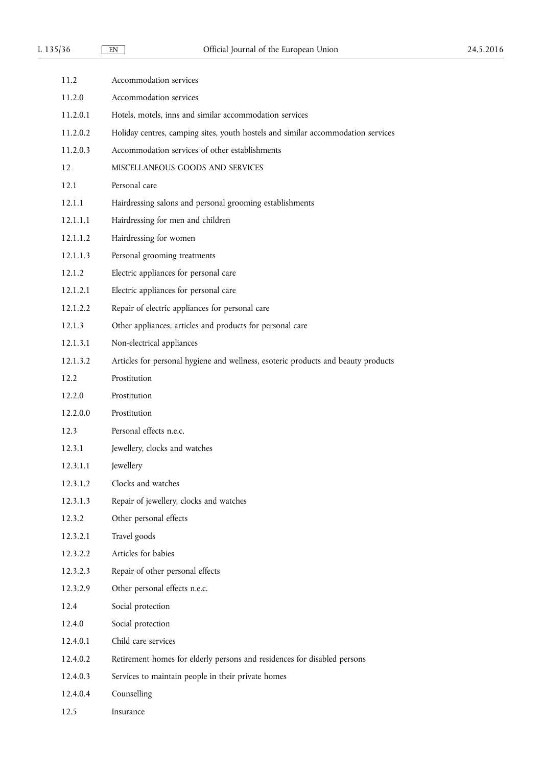| | |
|---|---|
| 11.2 | Accommodation services |
| 11.2.0 | Accommodation services |
| 11.2.0.1 | Hotels, motels, inns and similar accommodation services |
| 11.2.0.2 | Holiday centres, camping sites, youth hostels and similar accommodation services |
| 11.2.0.3 | Accommodation services of other establishments |
| 12 | MISCELLANEOUS GOODS AND SERVICES |
| 12.1 | Personal care |
| 12.1.1 | Hairdressing salons and personal grooming establishments |
| 12.1.1.1 | Hairdressing for men and children |
| 12.1.1.2 | Hairdressing for women |
| 12.1.1.3 | Personal grooming treatments |
| 12.1.2 | Electric appliances for personal care |
| 12.1.2.1 | Electric appliances for personal care |
| 12.1.2.2 | Repair of electric appliances for personal care |
| 12.1.3 | Other appliances, articles and products for personal care |
| 12.1.3.1 | Non-electrical appliances |
| 12.1.3.2 | Articles for personal hygiene and wellness, esoteric products and beauty products |
| 12.2 | Prostitution |
| 12.2.0 | Prostitution |
| 12.2.0.0 | Prostitution |
| 12.3 | Personal effects n.e.c. |
| 12.3.1 | Jewellery, clocks and watches |
| 12.3.1.1 | Jewellery |
| 12.3.1.2 | Clocks and watches |
| 12.3.1.3 | Repair of jewellery, clocks and watches |
| 12.3.2 | Other personal effects |
| 12.3.2.1 | Travel goods |
| 12.3.2.2 | Articles for babies |
| 12.3.2.3 | Repair of other personal effects |
| 12.3.2.9 | Other personal effects n.e.c. |
| 12.4 | Social protection |
| 12.4.0 | Social protection |
| 12.4.0.1 | Child care services |
| 12.4.0.2 | Retirement homes for elderly persons and residences for disabled persons |
| 12.4.0.3 | Services to maintain people in their private homes |
| 12.4.0.4 | Counselling |
| 12.5 | Insurance |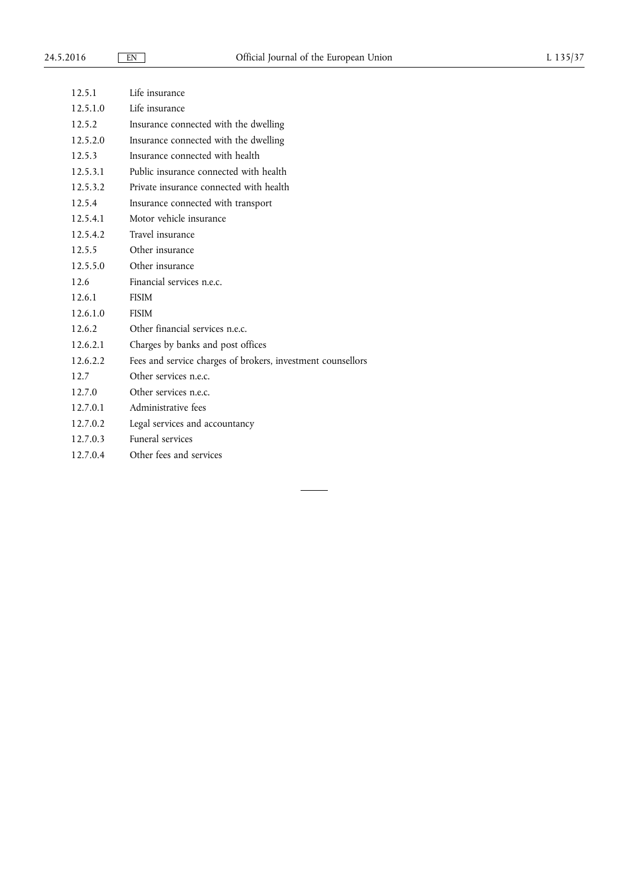| | |
|---|---|
| 12.5.1 | Life insurance |
| 12.5.1.0 | Life insurance |
| 12.5.2 | Insurance connected with the dwelling |
| 12.5.2.0 | Insurance connected with the dwelling |
| 12.5.3 | Insurance connected with health |
| 12.5.3.1 | Public insurance connected with health |
| 12.5.3.2 | Private insurance connected with health |
| 12.5.4 | Insurance connected with transport |
| 12.5.4.1 | Motor vehicle insurance |
| 12.5.4.2 | Travel insurance |
| 12.5.5 | Other insurance |
| 12.5.5.0 | Other insurance |
| 12.6 | Financial services n.e.c. |
| 12.6.1 | FISIM |
| 12.6.1.0 | FISIM |
| 12.6.2 | Other financial services n.e.c. |
| 12.6.2.1 | Charges by banks and post offices |
| 12.6.2.2 | Fees and service charges of brokers, investment counsellors |
| 12.7 | Other services n.e.c. |
| 12.7.0 | Other services n.e.c. |
| 12.7.0.1 | Administrative fees |
| 12.7.0.2 | Legal services and accountancy |
| 12.7.0.3 | Funeral services |
| 12.7.0.4 | Other fees and services |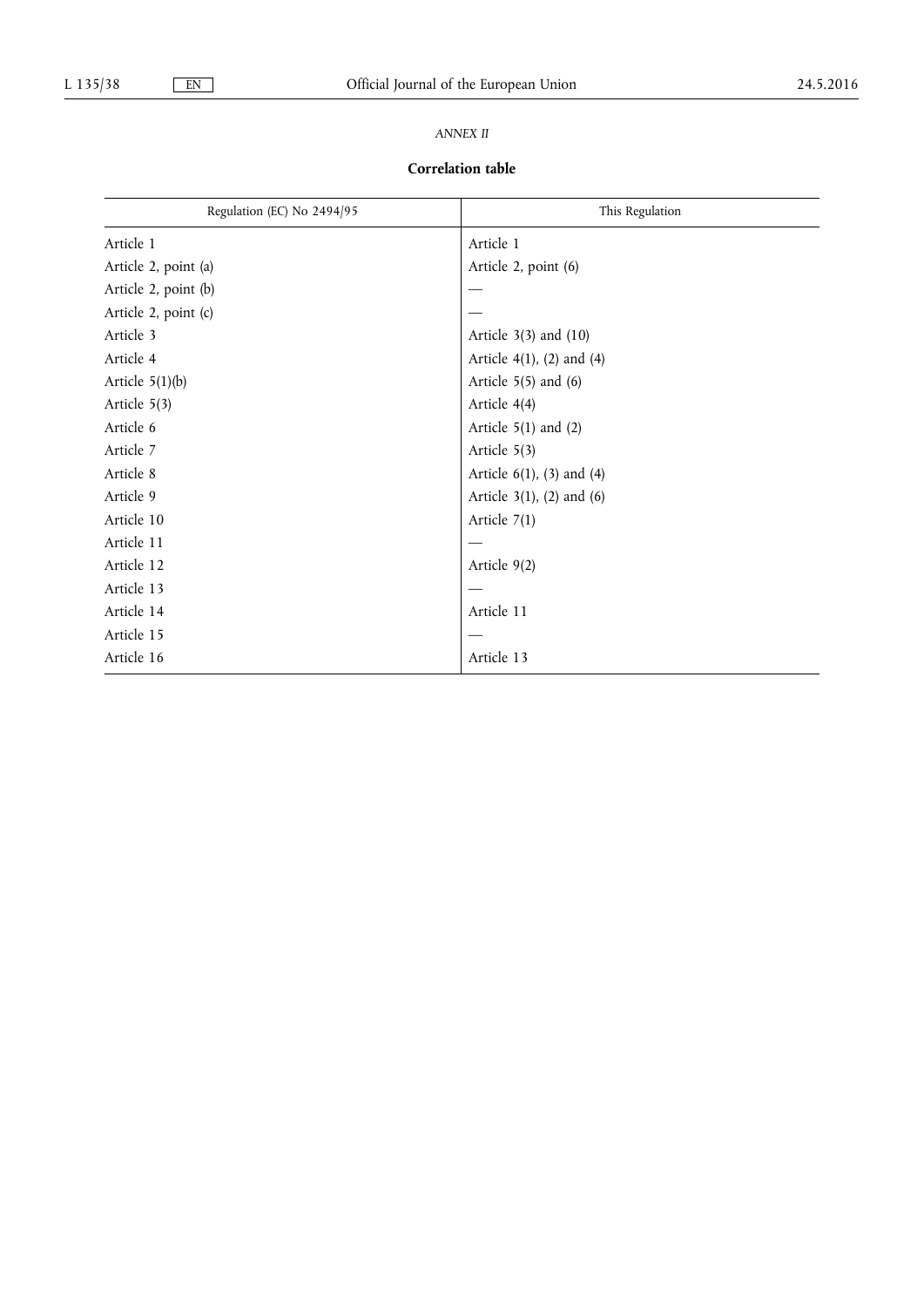*ANNEX II*

**Correlation table**

| Regulation (EC) No 2494/95 | This Regulation |
|---|---|
| Article 1 | Article 1 |
| Article 2, point (a) | Article 2, point (6) |
| Article 2, point (b) | — |
| Article 2, point (c) | — |
| Article 3 | Article 3(3) and (10) |
| Article 4 | Article 4(1), (2) and (4) |
| Article 5(1)(b) | Article 5(5) and (6) |
| Article 5(3) | Article 4(4) |
| Article 6 | Article 5(1) and (2) |
| Article 7 | Article 5(3) |
| Article 8 | Article 6(1), (3) and (4) |
| Article 9 | Article 3(1), (2) and (6) |
| Article 10 | Article 7(1) |
| Article 11 | — |
| Article 12 | Article 9(2) |
| Article 13 | — |
| Article 14 | Article 11 |
| Article 15 | — |
| Article 16 | Article 13 |